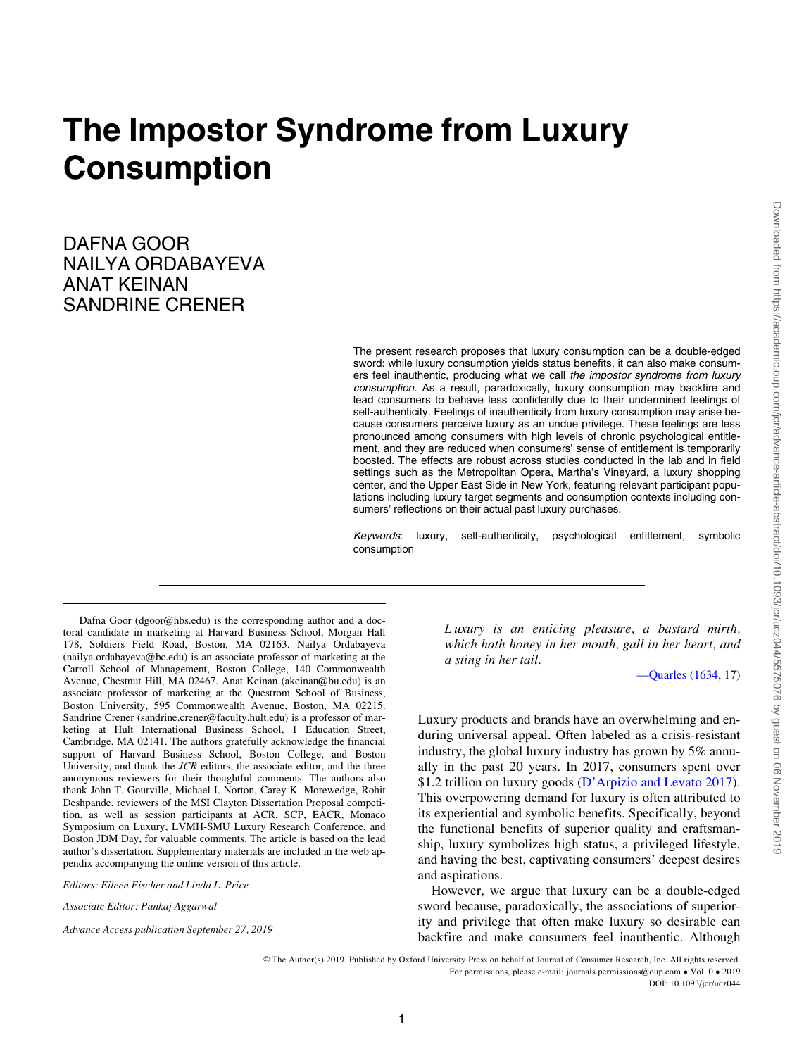# The Impostor Syndrome from Luxury Consumption

DAFNA GOOR
NAILYA ORDABAYEVA
ANAT KEINAN
SANDRINE CRENER

The present research proposes that luxury consumption can be a double-edged sword: while luxury consumption yields status benefits, it can also make consumers feel inauthentic, producing what we call *the impostor syndrome from luxury consumption*. As a result, paradoxically, luxury consumption may backfire and lead consumers to behave less confidently due to their undermined feelings of self-authenticity. Feelings of inauthenticity from luxury consumption may arise because consumers perceive luxury as an undue privilege. These feelings are less pronounced among consumers with high levels of chronic psychological entitlement, and they are reduced when consumers' sense of entitlement is temporarily boosted. The effects are robust across studies conducted in the lab and in field settings such as the Metropolitan Opera, Martha's Vineyard, a luxury shopping center, and the Upper East Side in New York, featuring relevant participant populations including luxury target segments and consumption contexts including consumers' reflections on their actual past luxury purchases.

*Keywords*: luxury, self-authenticity, psychological entitlement, symbolic consumption

Dafna Goor (dgoor@hbs.edu) is the corresponding author and a doctoral candidate in marketing at Harvard Business School, Morgan Hall 178, Soldiers Field Road, Boston, MA 02163. Nailya Ordabayeva (nailya.ordabayeva@bc.edu) is an associate professor of marketing at the Carroll School of Management, Boston College, 140 Commonwealth Avenue, Chestnut Hill, MA 02467. Anat Keinan (akeinan@bu.edu) is an associate professor of marketing at the Questrom School of Business, Boston University, 595 Commonwealth Avenue, Boston, MA 02215. Sandrine Crener (sandrine.crener@faculty.hult.edu) is a professor of marketing at Hult International Business School, 1 Education Street, Cambridge, MA 02141. The authors gratefully acknowledge the financial support of Harvard Business School, Boston College, and Boston University, and thank the *JCR* editors, the associate editor, and the three anonymous reviewers for their thoughtful comments. The authors also thank John T. Gourville, Michael I. Norton, Carey K. Morewedge, Rohit Deshpande, reviewers of the MSI Clayton Dissertation Proposal competition, as well as session participants at ACR, SCP, EACR, Monaco Symposium on Luxury, LVMH-SMU Luxury Research Conference, and Boston JDM Day, for valuable comments. The article is based on the lead author's dissertation. Supplementary materials are included in the web appendix accompanying the online version of this article.

*Editors: Eileen Fischer and Linda L. Price*

*Associate Editor: Pankaj Aggarwal*

*Advance Access publication September 27, 2019*

> *Luxury is an enticing pleasure, a bastard mirth, which hath honey in her mouth, gall in her heart, and a sting in her tail.*
>
> —Quarles (1634, 17)

Luxury products and brands have an overwhelming and enduring universal appeal. Often labeled as a crisis-resistant industry, the global luxury industry has grown by 5% annually in the past 20 years. In 2017, consumers spent over \$1.2 trillion on luxury goods (D'Arpizio and Levato 2017). This overpowering demand for luxury is often attributed to its experiential and symbolic benefits. Specifically, beyond the functional benefits of superior quality and craftsmanship, luxury symbolizes high status, a privileged lifestyle, and having the best, captivating consumers' deepest desires and aspirations.

However, we argue that luxury can be a double-edged sword because, paradoxically, the associations of superiority and privilege that often make luxury so desirable can backfire and make consumers feel inauthentic. Although

© The Author(s) 2019. Published by Oxford University Press on behalf of Journal of Consumer Research, Inc. All rights reserved. For permissions, please e-mail: journals.permissions@oup.com • Vol. 0 • 2019
DOI: 10.1093/jcr/ucz044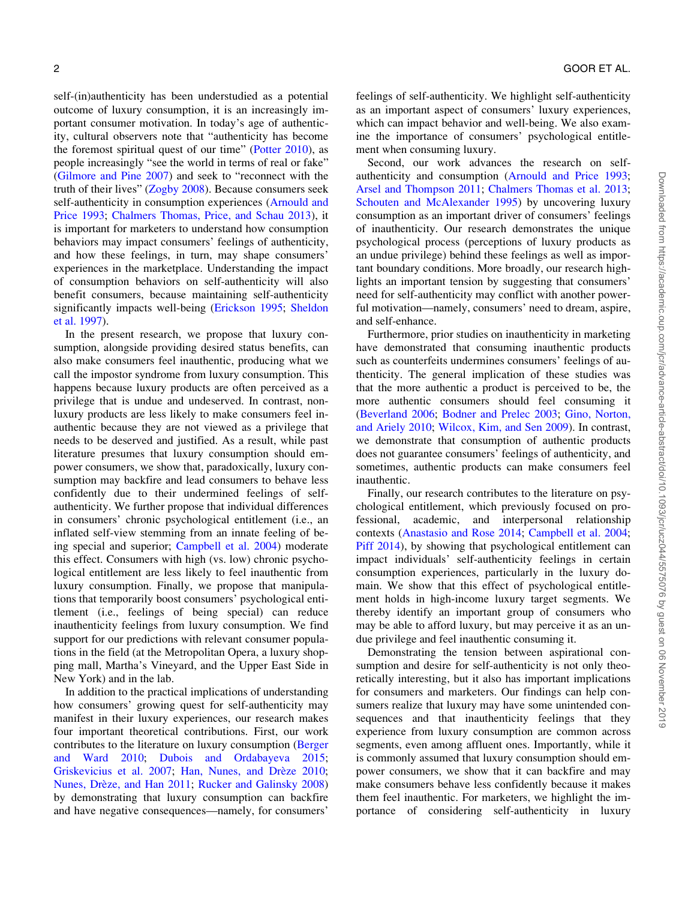self-(in)authenticity has been understudied as a potential outcome of luxury consumption, it is an increasingly important consumer motivation. In today's age of authenticity, cultural observers note that "authenticity has become the foremost spiritual quest of our time" (Potter 2010), as people increasingly "see the world in terms of real or fake" (Gilmore and Pine 2007) and seek to "reconnect with the truth of their lives" (Zogby 2008). Because consumers seek self-authenticity in consumption experiences (Arnould and Price 1993; Chalmers Thomas, Price, and Schau 2013), it is important for marketers to understand how consumption behaviors may impact consumers' feelings of authenticity, and how these feelings, in turn, may shape consumers' experiences in the marketplace. Understanding the impact of consumption behaviors on self-authenticity will also benefit consumers, because maintaining self-authenticity significantly impacts well-being (Erickson 1995; Sheldon et al. 1997).

In the present research, we propose that luxury consumption, alongside providing desired status benefits, can also make consumers feel inauthentic, producing what we call the impostor syndrome from luxury consumption. This happens because luxury products are often perceived as a privilege that is undue and undeserved. In contrast, nonluxury products are less likely to make consumers feel inauthentic because they are not viewed as a privilege that needs to be deserved and justified. As a result, while past literature presumes that luxury consumption should empower consumers, we show that, paradoxically, luxury consumption may backfire and lead consumers to behave less confidently due to their undermined feelings of self-authenticity. We further propose that individual differences in consumers' chronic psychological entitlement (i.e., an inflated self-view stemming from an innate feeling of being special and superior; Campbell et al. 2004) moderate this effect. Consumers with high (vs. low) chronic psychological entitlement are less likely to feel inauthentic from luxury consumption. Finally, we propose that manipulations that temporarily boost consumers' psychological entitlement (i.e., feelings of being special) can reduce inauthenticity feelings from luxury consumption. We find support for our predictions with relevant consumer populations in the field (at the Metropolitan Opera, a luxury shopping mall, Martha's Vineyard, and the Upper East Side in New York) and in the lab.

In addition to the practical implications of understanding how consumers' growing quest for self-authenticity may manifest in their luxury experiences, our research makes four important theoretical contributions. First, our work contributes to the literature on luxury consumption (Berger and Ward 2010; Dubois and Ordabayeva 2015; Griskevicius et al. 2007; Han, Nunes, and Drèze 2010; Nunes, Drèze, and Han 2011; Rucker and Galinsky 2008) by demonstrating that luxury consumption can backfire and have negative consequences—namely, for consumers' feelings of self-authenticity. We highlight self-authenticity as an important aspect of consumers' luxury experiences, which can impact behavior and well-being. We also examine the importance of consumers' psychological entitlement when consuming luxury.

Second, our work advances the research on self-authenticity and consumption (Arnould and Price 1993; Arsel and Thompson 2011; Chalmers Thomas et al. 2013; Schouten and McAlexander 1995) by uncovering luxury consumption as an important driver of consumers' feelings of inauthenticity. Our research demonstrates the unique psychological process (perceptions of luxury products as an undue privilege) behind these feelings as well as important boundary conditions. More broadly, our research highlights an important tension by suggesting that consumers' need for self-authenticity may conflict with another powerful motivation—namely, consumers' need to dream, aspire, and self-enhance.

Furthermore, prior studies on inauthenticity in marketing have demonstrated that consuming inauthentic products such as counterfeits undermines consumers' feelings of authenticity. The general implication of these studies was that the more authentic a product is perceived to be, the more authentic consumers should feel consuming it (Beverland 2006; Bodner and Prelec 2003; Gino, Norton, and Ariely 2010; Wilcox, Kim, and Sen 2009). In contrast, we demonstrate that consumption of authentic products does not guarantee consumers' feelings of authenticity, and sometimes, authentic products can make consumers feel inauthentic.

Finally, our research contributes to the literature on psychological entitlement, which previously focused on professional, academic, and interpersonal relationship contexts (Anastasio and Rose 2014; Campbell et al. 2004; Piff 2014), by showing that psychological entitlement can impact individuals' self-authenticity feelings in certain consumption experiences, particularly in the luxury domain. We show that this effect of psychological entitlement holds in high-income luxury target segments. We thereby identify an important group of consumers who may be able to afford luxury, but may perceive it as an undue privilege and feel inauthentic consuming it.

Demonstrating the tension between aspirational consumption and desire for self-authenticity is not only theoretically interesting, but it also has important implications for consumers and marketers. Our findings can help consumers realize that luxury may have some unintended consequences and that inauthenticity feelings that they experience from luxury consumption are common across segments, even among affluent ones. Importantly, while it is commonly assumed that luxury consumption should empower consumers, we show that it can backfire and may make consumers behave less confidently because it makes them feel inauthentic. For marketers, we highlight the importance of considering self-authenticity in luxury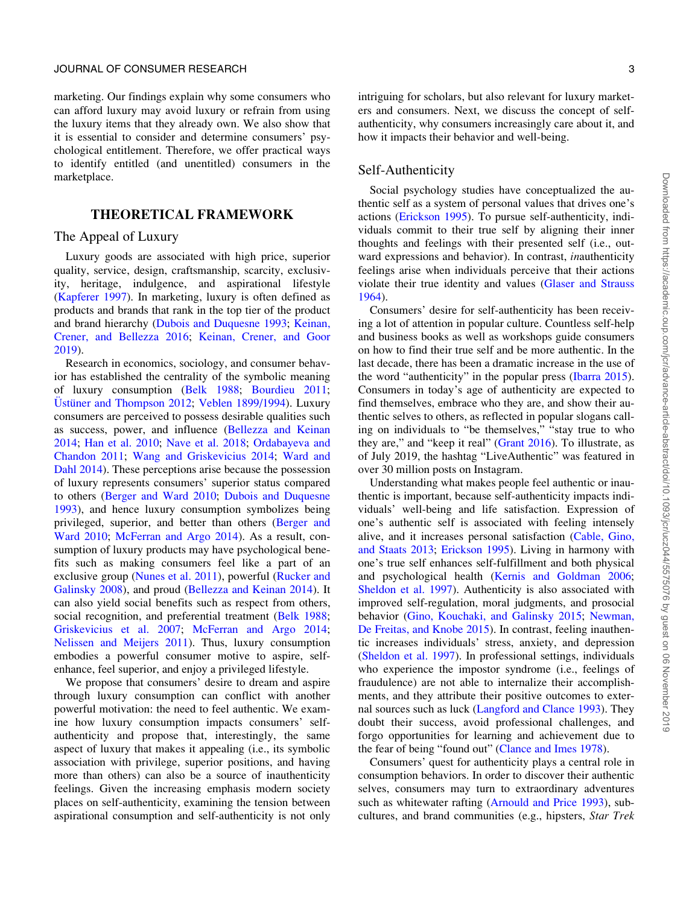marketing. Our findings explain why some consumers who can afford luxury may avoid luxury or refrain from using the luxury items that they already own. We also show that it is essential to consider and determine consumers' psychological entitlement. Therefore, we offer practical ways to identify entitled (and unentitled) consumers in the marketplace.

## THEORETICAL FRAMEWORK

### The Appeal of Luxury

Luxury goods are associated with high price, superior quality, service, design, craftsmanship, scarcity, exclusivity, heritage, indulgence, and aspirational lifestyle (Kapferer 1997). In marketing, luxury is often defined as products and brands that rank in the top tier of the product and brand hierarchy (Dubois and Duquesne 1993; Keinan, Crener, and Bellezza 2016; Keinan, Crener, and Goor 2019).

Research in economics, sociology, and consumer behavior has established the centrality of the symbolic meaning of luxury consumption (Belk 1988; Bourdieu 2011; Üstüner and Thompson 2012; Veblen 1899/1994). Luxury consumers are perceived to possess desirable qualities such as success, power, and influence (Bellezza and Keinan 2014; Han et al. 2010; Nave et al. 2018; Ordabayeva and Chandon 2011; Wang and Griskevicius 2014; Ward and Dahl 2014). These perceptions arise because the possession of luxury represents consumers' superior status compared to others (Berger and Ward 2010; Dubois and Duquesne 1993), and hence luxury consumption symbolizes being privileged, superior, and better than others (Berger and Ward 2010; McFerran and Argo 2014). As a result, consumption of luxury products may have psychological benefits such as making consumers feel like a part of an exclusive group (Nunes et al. 2011), powerful (Rucker and Galinsky 2008), and proud (Bellezza and Keinan 2014). It can also yield social benefits such as respect from others, social recognition, and preferential treatment (Belk 1988; Griskevicius et al. 2007; McFerran and Argo 2014; Nelissen and Meijers 2011). Thus, luxury consumption embodies a powerful consumer motive to aspire, self-enhance, feel superior, and enjoy a privileged lifestyle.

We propose that consumers' desire to dream and aspire through luxury consumption can conflict with another powerful motivation: the need to feel authentic. We examine how luxury consumption impacts consumers' self-authenticity and propose that, interestingly, the same aspect of luxury that makes it appealing (i.e., its symbolic association with privilege, superior positions, and having more than others) can also be a source of inauthenticity feelings. Given the increasing emphasis modern society places on self-authenticity, examining the tension between aspirational consumption and self-authenticity is not only intriguing for scholars, but also relevant for luxury marketers and consumers. Next, we discuss the concept of self-authenticity, why consumers increasingly care about it, and how it impacts their behavior and well-being.

### Self-Authenticity

Social psychology studies have conceptualized the authentic self as a system of personal values that drives one's actions (Erickson 1995). To pursue self-authenticity, individuals commit to their true self by aligning their inner thoughts and feelings with their presented self (i.e., outward expressions and behavior). In contrast, *in*authenticity feelings arise when individuals perceive that their actions violate their true identity and values (Glaser and Strauss 1964).

Consumers' desire for self-authenticity has been receiving a lot of attention in popular culture. Countless self-help and business books as well as workshops guide consumers on how to find their true self and be more authentic. In the last decade, there has been a dramatic increase in the use of the word "authenticity" in the popular press (Ibarra 2015). Consumers in today's age of authenticity are expected to find themselves, embrace who they are, and show their authentic selves to others, as reflected in popular slogans calling on individuals to "be themselves," "stay true to who they are," and "keep it real" (Grant 2016). To illustrate, as of July 2019, the hashtag "LiveAuthentic" was featured in over 30 million posts on Instagram.

Understanding what makes people feel authentic or inauthentic is important, because self-authenticity impacts individuals' well-being and life satisfaction. Expression of one's authentic self is associated with feeling intensely alive, and it increases personal satisfaction (Cable, Gino, and Staats 2013; Erickson 1995). Living in harmony with one's true self enhances self-fulfillment and both physical and psychological health (Kernis and Goldman 2006; Sheldon et al. 1997). Authenticity is also associated with improved self-regulation, moral judgments, and prosocial behavior (Gino, Kouchaki, and Galinsky 2015; Newman, De Freitas, and Knobe 2015). In contrast, feeling inauthentic increases individuals' stress, anxiety, and depression (Sheldon et al. 1997). In professional settings, individuals who experience the impostor syndrome (i.e., feelings of fraudulence) are not able to internalize their accomplishments, and they attribute their positive outcomes to external sources such as luck (Langford and Clance 1993). They doubt their success, avoid professional challenges, and forgo opportunities for learning and achievement due to the fear of being "found out" (Clance and Imes 1978).

Consumers' quest for authenticity plays a central role in consumption behaviors. In order to discover their authentic selves, consumers may turn to extraordinary adventures such as whitewater rafting (Arnould and Price 1993), subcultures, and brand communities (e.g., hipsters, *Star Trek*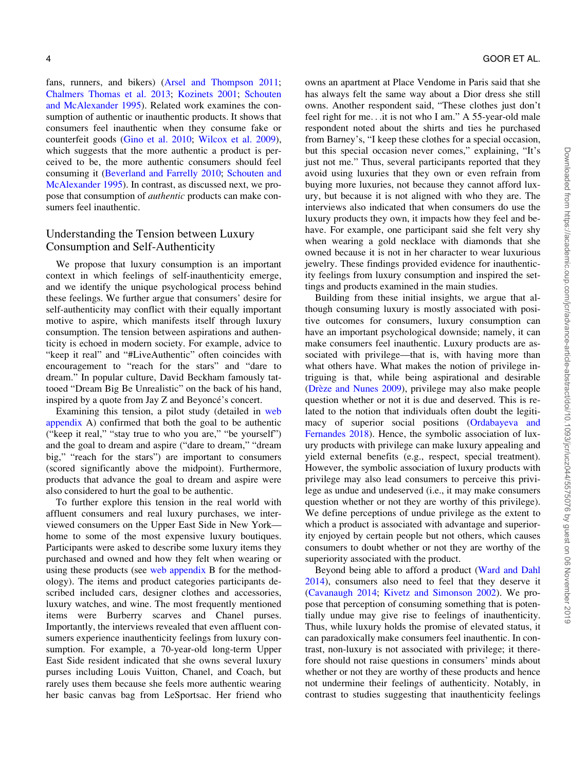fans, runners, and bikers) (Arsel and Thompson 2011; Chalmers Thomas et al. 2013; Kozinets 2001; Schouten and McAlexander 1995). Related work examines the consumption of authentic or inauthentic products. It shows that consumers feel inauthentic when they consume fake or counterfeit goods (Gino et al. 2010; Wilcox et al. 2009), which suggests that the more authentic a product is perceived to be, the more authentic consumers should feel consuming it (Beverland and Farrelly 2010; Schouten and McAlexander 1995). In contrast, as discussed next, we propose that consumption of *authentic* products can make consumers feel inauthentic.

## Understanding the Tension between Luxury Consumption and Self-Authenticity

We propose that luxury consumption is an important context in which feelings of self-inauthenticity emerge, and we identify the unique psychological process behind these feelings. We further argue that consumers' desire for self-authenticity may conflict with their equally important motive to aspire, which manifests itself through luxury consumption. The tension between aspirations and authenticity is echoed in modern society. For example, advice to "keep it real" and "#LiveAuthentic" often coincides with encouragement to "reach for the stars" and "dare to dream." In popular culture, David Beckham famously tattooed "Dream Big Be Unrealistic" on the back of his hand, inspired by a quote from Jay Z and Beyoncé's concert.

Examining this tension, a pilot study (detailed in web appendix A) confirmed that both the goal to be authentic ("keep it real," "stay true to who you are," "be yourself") and the goal to dream and aspire ("dare to dream," "dream big," "reach for the stars") are important to consumers (scored significantly above the midpoint). Furthermore, products that advance the goal to dream and aspire were also considered to hurt the goal to be authentic.

To further explore this tension in the real world with affluent consumers and real luxury purchases, we interviewed consumers on the Upper East Side in New York—home to some of the most expensive luxury boutiques. Participants were asked to describe some luxury items they purchased and owned and how they felt when wearing or using these products (see web appendix B for the methodology). The items and product categories participants described included cars, designer clothes and accessories, luxury watches, and wine. The most frequently mentioned items were Burberry scarves and Chanel purses. Importantly, the interviews revealed that even affluent consumers experience inauthenticity feelings from luxury consumption. For example, a 70-year-old long-term Upper East Side resident indicated that she owns several luxury purses including Louis Vuitton, Chanel, and Coach, but rarely uses them because she feels more authentic wearing her basic canvas bag from LeSportsac. Her friend who owns an apartment at Place Vendome in Paris said that she has always felt the same way about a Dior dress she still owns. Another respondent said, "These clothes just don't feel right for me…it is not who I am." A 55-year-old male respondent noted about the shirts and ties he purchased from Barney's, "I keep these clothes for a special occasion, but this special occasion never comes," explaining, "It's just not me." Thus, several participants reported that they avoid using luxuries that they own or even refrain from buying more luxuries, not because they cannot afford luxury, but because it is not aligned with who they are. The interviews also indicated that when consumers do use the luxury products they own, it impacts how they feel and behave. For example, one participant said she felt very shy when wearing a gold necklace with diamonds that she owned because it is not in her character to wear luxurious jewelry. These findings provided evidence for inauthenticity feelings from luxury consumption and inspired the settings and products examined in the main studies.

Building from these initial insights, we argue that although consuming luxury is mostly associated with positive outcomes for consumers, luxury consumption can have an important psychological downside; namely, it can make consumers feel inauthentic. Luxury products are associated with privilege—that is, with having more than what others have. What makes the notion of privilege intriguing is that, while being aspirational and desirable (Drèze and Nunes 2009), privilege may also make people question whether or not it is due and deserved. This is related to the notion that individuals often doubt the legitimacy of superior social positions (Ordabayeva and Fernandes 2018). Hence, the symbolic association of luxury products with privilege can make luxury appealing and yield external benefits (e.g., respect, special treatment). However, the symbolic association of luxury products with privilege may also lead consumers to perceive this privilege as undue and undeserved (i.e., it may make consumers question whether or not they are worthy of this privilege). We define perceptions of undue privilege as the extent to which a product is associated with advantage and superiority enjoyed by certain people but not others, which causes consumers to doubt whether or not they are worthy of the superiority associated with the product.

Beyond being able to afford a product (Ward and Dahl 2014), consumers also need to feel that they deserve it (Cavanaugh 2014; Kivetz and Simonson 2002). We propose that consuming something that is potentially undue may give rise to feelings of inauthenticity. Thus, while luxury holds the promise of elevated status, it can paradoxically make consumers feel inauthentic. In contrast, non-luxury is not associated with privilege; it therefore should not raise questions in consumers' minds about whether or not they are worthy of these products and hence not undermine their feelings of authenticity. Notably, in contrast to studies suggesting that inauthenticity feelings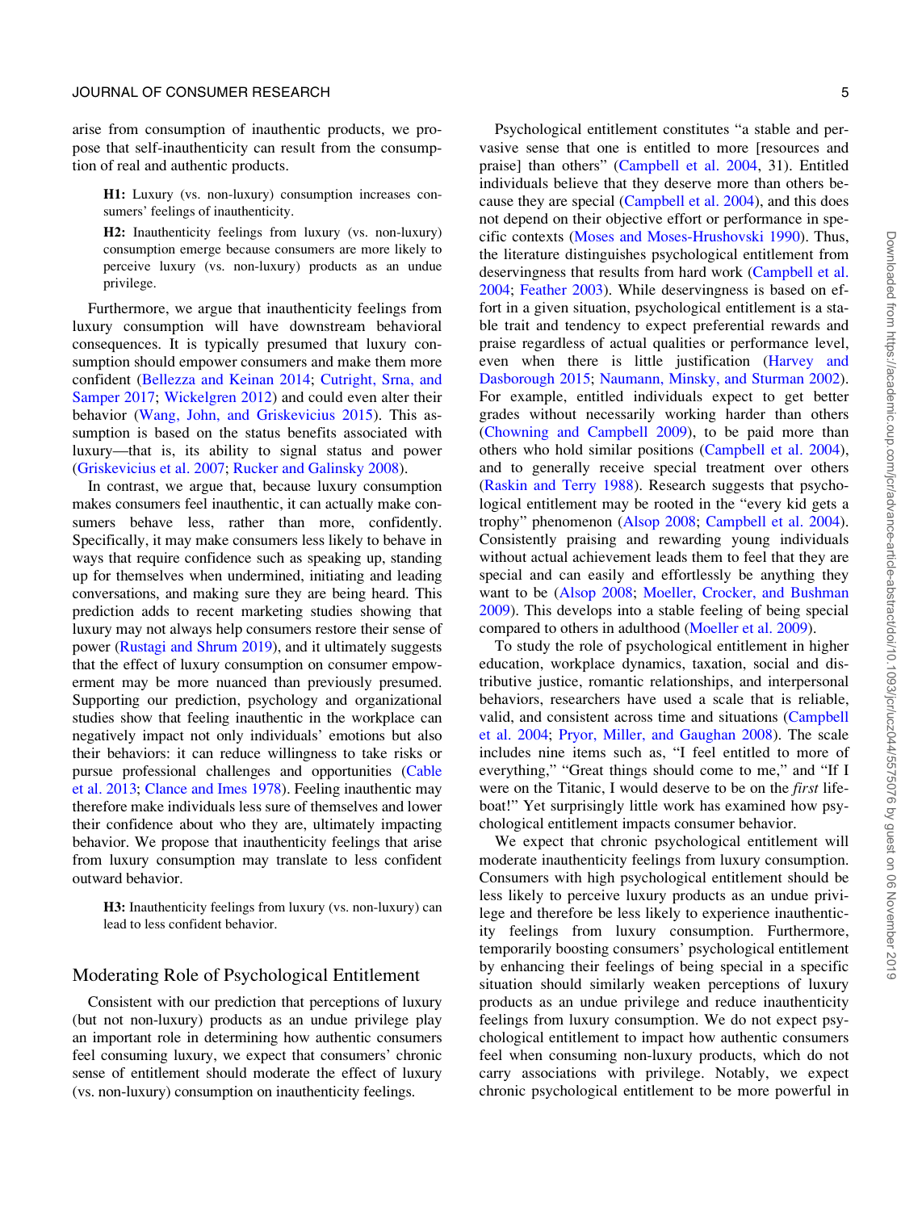arise from consumption of inauthentic products, we propose that self-inauthenticity can result from the consumption of real and authentic products.

> **H1:** Luxury (vs. non-luxury) consumption increases consumers' feelings of inauthenticity.

> **H2:** Inauthenticity feelings from luxury (vs. non-luxury) consumption emerge because consumers are more likely to perceive luxury (vs. non-luxury) products as an undue privilege.

Furthermore, we argue that inauthenticity feelings from luxury consumption will have downstream behavioral consequences. It is typically presumed that luxury consumption should empower consumers and make them more confident (Bellezza and Keinan 2014; Cutright, Srna, and Samper 2017; Wickelgren 2012) and could even alter their behavior (Wang, John, and Griskevicius 2015). This assumption is based on the status benefits associated with luxury—that is, its ability to signal status and power (Griskevicius et al. 2007; Rucker and Galinsky 2008).

In contrast, we argue that, because luxury consumption makes consumers feel inauthentic, it can actually make consumers behave less, rather than more, confidently. Specifically, it may make consumers less likely to behave in ways that require confidence such as speaking up, standing up for themselves when undermined, initiating and leading conversations, and making sure they are being heard. This prediction adds to recent marketing studies showing that luxury may not always help consumers restore their sense of power (Rustagi and Shrum 2019), and it ultimately suggests that the effect of luxury consumption on consumer empowerment may be more nuanced than previously presumed. Supporting our prediction, psychology and organizational studies show that feeling inauthentic in the workplace can negatively impact not only individuals' emotions but also their behaviors: it can reduce willingness to take risks or pursue professional challenges and opportunities (Cable et al. 2013; Clance and Imes 1978). Feeling inauthentic may therefore make individuals less sure of themselves and lower their confidence about who they are, ultimately impacting behavior. We propose that inauthenticity feelings that arise from luxury consumption may translate to less confident outward behavior.

> **H3:** Inauthenticity feelings from luxury (vs. non-luxury) can lead to less confident behavior.

## Moderating Role of Psychological Entitlement

Consistent with our prediction that perceptions of luxury (but not non-luxury) products as an undue privilege play an important role in determining how authentic consumers feel consuming luxury, we expect that consumers' chronic sense of entitlement should moderate the effect of luxury (vs. non-luxury) consumption on inauthenticity feelings.

Psychological entitlement constitutes "a stable and pervasive sense that one is entitled to more [resources and praise] than others" (Campbell et al. 2004, 31). Entitled individuals believe that they deserve more than others because they are special (Campbell et al. 2004), and this does not depend on their objective effort or performance in specific contexts (Moses and Moses-Hrushovski 1990). Thus, the literature distinguishes psychological entitlement from deservingness that results from hard work (Campbell et al. 2004; Feather 2003). While deservingness is based on effort in a given situation, psychological entitlement is a stable trait and tendency to expect preferential rewards and praise regardless of actual qualities or performance level, even when there is little justification (Harvey and Dasborough 2015; Naumann, Minsky, and Sturman 2002). For example, entitled individuals expect to get better grades without necessarily working harder than others (Chowning and Campbell 2009), to be paid more than others who hold similar positions (Campbell et al. 2004), and to generally receive special treatment over others (Raskin and Terry 1988). Research suggests that psychological entitlement may be rooted in the "every kid gets a trophy" phenomenon (Alsop 2008; Campbell et al. 2004). Consistently praising and rewarding young individuals without actual achievement leads them to feel that they are special and can easily and effortlessly be anything they want to be (Alsop 2008; Moeller, Crocker, and Bushman 2009). This develops into a stable feeling of being special compared to others in adulthood (Moeller et al. 2009).

To study the role of psychological entitlement in higher education, workplace dynamics, taxation, social and distributive justice, romantic relationships, and interpersonal behaviors, researchers have used a scale that is reliable, valid, and consistent across time and situations (Campbell et al. 2004; Pryor, Miller, and Gaughan 2008). The scale includes nine items such as, "I feel entitled to more of everything," "Great things should come to me," and "If I were on the Titanic, I would deserve to be on the *first* lifeboat!" Yet surprisingly little work has examined how psychological entitlement impacts consumer behavior.

We expect that chronic psychological entitlement will moderate inauthenticity feelings from luxury consumption. Consumers with high psychological entitlement should be less likely to perceive luxury products as an undue privilege and therefore be less likely to experience inauthenticity feelings from luxury consumption. Furthermore, temporarily boosting consumers' psychological entitlement by enhancing their feelings of being special in a specific situation should similarly weaken perceptions of luxury products as an undue privilege and reduce inauthenticity feelings from luxury consumption. We do not expect psychological entitlement to impact how authentic consumers feel when consuming non-luxury products, which do not carry associations with privilege. Notably, we expect chronic psychological entitlement to be more powerful in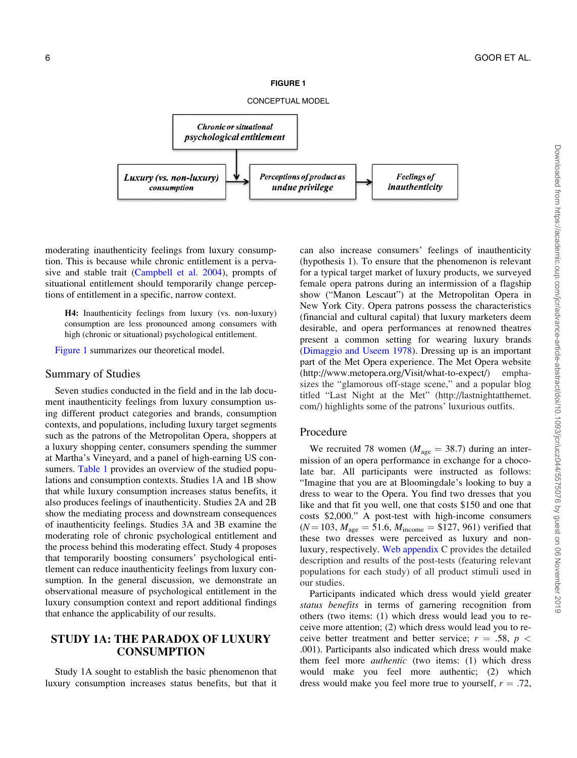**FIGURE 1**

CONCEPTUAL MODEL

*Chronic or situational psychological entitlement*

*Luxury (vs. non-luxury) consumption*

*Perceptions of product as undue privilege*

*Feelings of inauthenticity*

moderating inauthenticity feelings from luxury consumption. This is because while chronic entitlement is a pervasive and stable trait (Campbell et al. 2004), prompts of situational entitlement should temporarily change perceptions of entitlement in a specific, narrow context.

> **H4:** Inauthenticity feelings from luxury (vs. non-luxury) consumption are less pronounced among consumers with high (chronic or situational) psychological entitlement.

Figure 1 summarizes our theoretical model.

## Summary of Studies

Seven studies conducted in the field and in the lab document inauthenticity feelings from luxury consumption using different product categories and brands, consumption contexts, and populations, including luxury target segments such as the patrons of the Metropolitan Opera, shoppers at a luxury shopping center, consumers spending the summer at Martha's Vineyard, and a panel of high-earning US consumers. Table 1 provides an overview of the studied populations and consumption contexts. Studies 1A and 1B show that while luxury consumption increases status benefits, it also produces feelings of inauthenticity. Studies 2A and 2B show the mediating process and downstream consequences of inauthenticity feelings. Studies 3A and 3B examine the moderating role of chronic psychological entitlement and the process behind this moderating effect. Study 4 proposes that temporarily boosting consumers' psychological entitlement can reduce inauthenticity feelings from luxury consumption. In the general discussion, we demonstrate an observational measure of psychological entitlement in the luxury consumption context and report additional findings that enhance the applicability of our results.

# STUDY 1A: THE PARADOX OF LUXURY CONSUMPTION

Study 1A sought to establish the basic phenomenon that luxury consumption increases status benefits, but that it can also increase consumers' feelings of inauthenticity (hypothesis 1). To ensure that the phenomenon is relevant for a typical target market of luxury products, we surveyed female opera patrons during an intermission of a flagship show ("Manon Lescaut") at the Metropolitan Opera in New York City. Opera patrons possess the characteristics (financial and cultural capital) that luxury marketers deem desirable, and opera performances at renowned theatres present a common setting for wearing luxury brands (Dimaggio and Useem 1978). Dressing up is an important part of the Met Opera experience. The Met Opera website (http://www.metopera.org/Visit/what-to-expect/) emphasizes the "glamorous off-stage scene," and a popular blog titled "Last Night at the Met" (http://lastnightatthemet.com/) highlights some of the patrons' luxurious outfits.

## Procedure

We recruited 78 women ($M_{age}$ = 38.7) during an intermission of an opera performance in exchange for a chocolate bar. All participants were instructed as follows: "Imagine that you are at Bloomingdale's looking to buy a dress to wear to the Opera. You find two dresses that you like and that fit you well, one that costs $150 and one that costs $2,000." A post-test with high-income consumers ($N$ = 103, $M_{age}$ = 51.6, $M_{income}$ = $127, 961) verified that these two dresses were perceived as luxury and non-luxury, respectively. Web appendix C provides the detailed description and results of the post-tests (featuring relevant populations for each study) of all product stimuli used in our studies.

Participants indicated which dress would yield greater *status benefits* in terms of garnering recognition from others (two items: (1) which dress would lead you to receive more attention; (2) which dress would lead you to receive better treatment and better service; $r$ = .58, $p$ < .001). Participants also indicated which dress would make them feel more *authentic* (two items: (1) which dress would make you feel more authentic; (2) which dress would make you feel more true to yourself, $r$ = .72,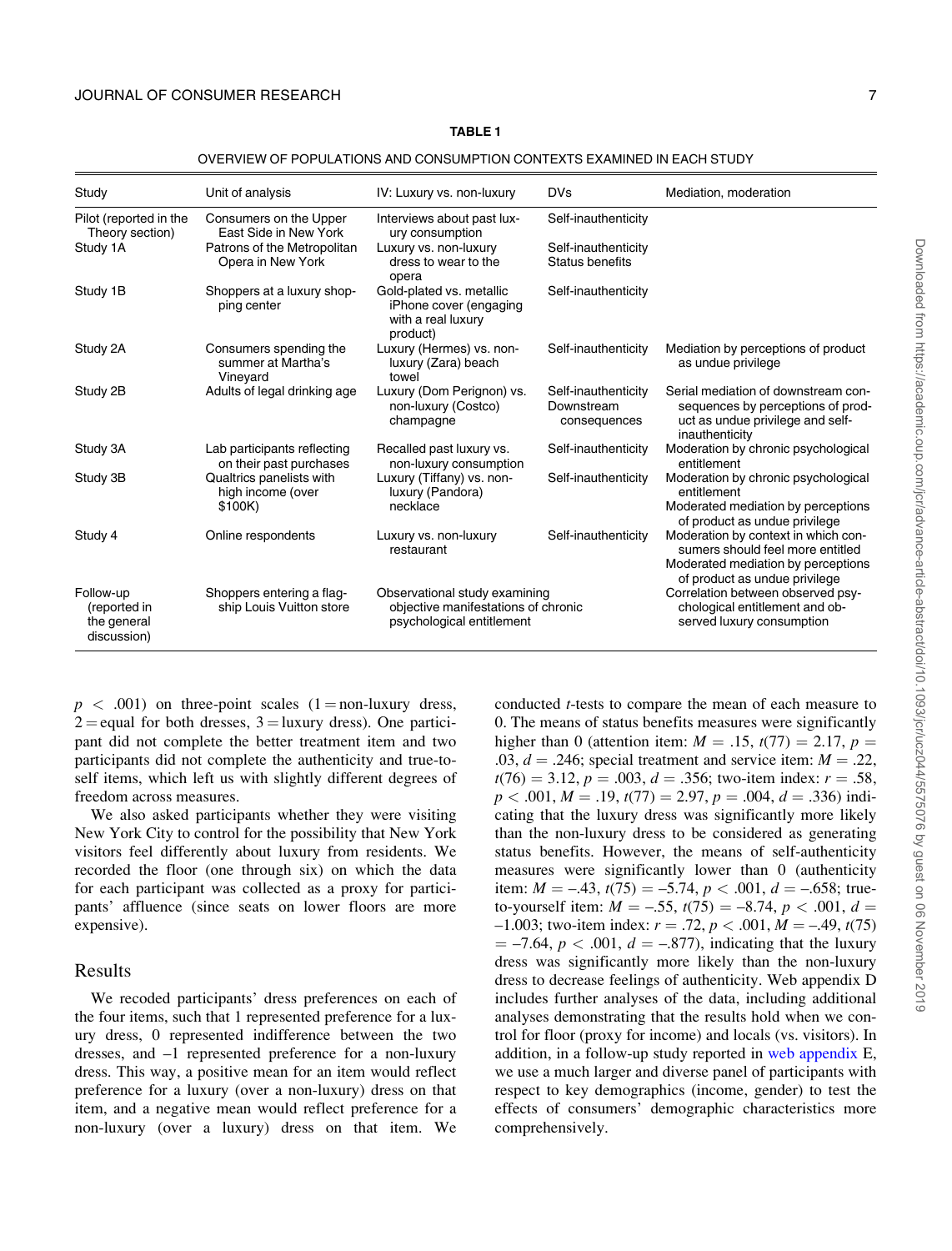TABLE 1

OVERVIEW OF POPULATIONS AND CONSUMPTION CONTEXTS EXAMINED IN EACH STUDY

| Study | Unit of analysis | IV: Luxury vs. non-luxury | DVs | Mediation, moderation |
|---|---|---|---|---|
| Pilot (reported in the Theory section) | Consumers on the Upper East Side in New York | Interviews about past luxury consumption | Self-inauthenticity | |
| Study 1A | Patrons of the Metropolitan Opera in New York | Luxury vs. non-luxury dress to wear to the opera | Self-inauthenticity<br>Status benefits | |
| Study 1B | Shoppers at a luxury shopping center | Gold-plated vs. metallic iPhone cover (engaging with a real luxury product) | Self-inauthenticity | |
| Study 2A | Consumers spending the summer at Martha's Vineyard | Luxury (Hermes) vs. non-luxury (Zara) beach towel | Self-inauthenticity | Mediation by perceptions of product as undue privilege |
| Study 2B | Adults of legal drinking age | Luxury (Dom Perignon) vs. non-luxury (Costco) champagne | Self-inauthenticity<br>Downstream consequences | Serial mediation of downstream consequences by perceptions of product as undue privilege and self-inauthenticity |
| Study 3A | Lab participants reflecting on their past purchases | Recalled past luxury vs. non-luxury consumption | Self-inauthenticity | Moderation by chronic psychological entitlement |
| Study 3B | Qualtrics panelists with high income (over $100K) | Luxury (Tiffany) vs. non-luxury (Pandora) necklace | Self-inauthenticity | Moderation by chronic psychological entitlement<br>Moderated mediation by perceptions of product as undue privilege |
| Study 4 | Online respondents | Luxury vs. non-luxury restaurant | Self-inauthenticity | Moderation by context in which consumers should feel more entitled<br>Moderated mediation by perceptions of product as undue privilege |
| Follow-up (reported in the general discussion) | Shoppers entering a flagship Louis Vuitton store | Observational study examining objective manifestations of chronic psychological entitlement | | Correlation between observed psychological entitlement and observed luxury consumption |

$p < .001$) on three-point scales (1 = non-luxury dress, 2 = equal for both dresses, 3 = luxury dress). One participant did not complete the better treatment item and two participants did not complete the authenticity and true-to-self items, which left us with slightly different degrees of freedom across measures.

We also asked participants whether they were visiting New York City to control for the possibility that New York visitors feel differently about luxury from residents. We recorded the floor (one through six) on which the data for each participant was collected as a proxy for participants' affluence (since seats on lower floors are more expensive).

## Results

We recoded participants' dress preferences on each of the four items, such that 1 represented preference for a luxury dress, 0 represented indifference between the two dresses, and –1 represented preference for a non-luxury dress. This way, a positive mean for an item would reflect preference for a luxury (over a non-luxury) dress on that item, and a negative mean would reflect preference for a non-luxury (over a luxury) dress on that item. We conducted $t$-tests to compare the mean of each measure to 0. The means of status benefits measures were significantly higher than 0 (attention item: $M = .15$, $t(77) = 2.17$, $p = .03$, $d = .246$; special treatment and service item: $M = .22$, $t(76) = 3.12$, $p = .003$, $d = .356$; two-item index: $r = .58$, $p < .001$, $M = .19$, $t(77) = 2.97$, $p = .004$, $d = .336$) indicating that the luxury dress was significantly more likely than the non-luxury dress to be considered as generating status benefits. However, the means of self-authenticity measures were significantly lower than 0 (authenticity item: $M = -.43$, $t(75) = -5.74$, $p < .001$, $d = -.658$; true-to-yourself item: $M = -.55$, $t(75) = -8.74$, $p < .001$, $d = -1.003$; two-item index: $r = .72$, $p < .001$, $M = -.49$, $t(75) = -7.64$, $p < .001$, $d = -.877$), indicating that the luxury dress was significantly more likely than the non-luxury dress to decrease feelings of authenticity. Web appendix D includes further analyses of the data, including additional analyses demonstrating that the results hold when we control for floor (proxy for income) and locals (vs. visitors). In addition, in a follow-up study reported in web appendix E, we use a much larger and diverse panel of participants with respect to key demographics (income, gender) to test the effects of consumers' demographic characteristics more comprehensively.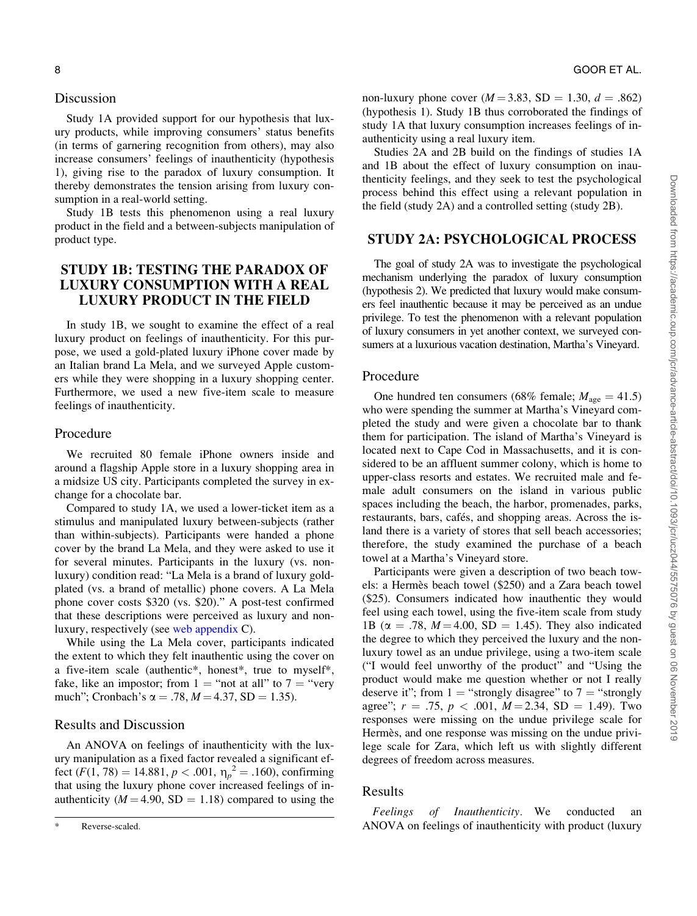## Discussion

Study 1A provided support for our hypothesis that luxury products, while improving consumers' status benefits (in terms of garnering recognition from others), may also increase consumers' feelings of inauthenticity (hypothesis 1), giving rise to the paradox of luxury consumption. It thereby demonstrates the tension arising from luxury consumption in a real-world setting.

Study 1B tests this phenomenon using a real luxury product in the field and a between-subjects manipulation of product type.

# STUDY 1B: TESTING THE PARADOX OF LUXURY CONSUMPTION WITH A REAL LUXURY PRODUCT IN THE FIELD

In study 1B, we sought to examine the effect of a real luxury product on feelings of inauthenticity. For this purpose, we used a gold-plated luxury iPhone cover made by an Italian brand La Mela, and we surveyed Apple customers while they were shopping in a luxury shopping center. Furthermore, we used a new five-item scale to measure feelings of inauthenticity.

## Procedure

We recruited 80 female iPhone owners inside and around a flagship Apple store in a luxury shopping area in a midsize US city. Participants completed the survey in exchange for a chocolate bar.

Compared to study 1A, we used a lower-ticket item as a stimulus and manipulated luxury between-subjects (rather than within-subjects). Participants were handed a phone cover by the brand La Mela, and they were asked to use it for several minutes. Participants in the luxury (vs. non-luxury) condition read: "La Mela is a brand of luxury gold-plated (vs. a brand of metallic) phone covers. A La Mela phone cover costs $320 (vs. $20)." A post-test confirmed that these descriptions were perceived as luxury and non-luxury, respectively (see web appendix C).

While using the La Mela cover, participants indicated the extent to which they felt inauthentic using the cover on a five-item scale (authentic*, honest*, true to myself*, fake, like an impostor; from 1 = "not at all" to 7 = "very much"; Cronbach's $\alpha = .78$, $M = 4.37$, SD = 1.35).

## Results and Discussion

An ANOVA on feelings of inauthenticity with the luxury manipulation as a fixed factor revealed a significant effect ($F(1, 78) = 14.881$, $p < .001$, $\eta_p^2 = .160$), confirming that using the luxury phone cover increased feelings of inauthenticity ($M = 4.90$, SD = 1.18) compared to using the non-luxury phone cover ($M = 3.83$, SD = 1.30, $d = .862$) (hypothesis 1). Study 1B thus corroborated the findings of study 1A that luxury consumption increases feelings of inauthenticity using a real luxury item.

Studies 2A and 2B build on the findings of studies 1A and 1B about the effect of luxury consumption on inauthenticity feelings, and they seek to test the psychological process behind this effect using a relevant population in the field (study 2A) and a controlled setting (study 2B).

# STUDY 2A: PSYCHOLOGICAL PROCESS

The goal of study 2A was to investigate the psychological mechanism underlying the paradox of luxury consumption (hypothesis 2). We predicted that luxury would make consumers feel inauthentic because it may be perceived as an undue privilege. To test the phenomenon with a relevant population of luxury consumers in yet another context, we surveyed consumers at a luxurious vacation destination, Martha's Vineyard.

## Procedure

One hundred ten consumers (68% female; $M_{age} = 41.5$) who were spending the summer at Martha's Vineyard completed the study and were given a chocolate bar to thank them for participation. The island of Martha's Vineyard is located next to Cape Cod in Massachusetts, and it is considered to be an affluent summer colony, which is home to upper-class resorts and estates. We recruited male and female adult consumers on the island in various public spaces including the beach, the harbor, promenades, parks, restaurants, bars, cafés, and shopping areas. Across the island there is a variety of stores that sell beach accessories; therefore, the study examined the purchase of a beach towel at a Martha's Vineyard store.

Participants were given a description of two beach towels: a Hermès beach towel ($250) and a Zara beach towel ($25). Consumers indicated how inauthentic they would feel using each towel, using the five-item scale from study 1B ($\alpha = .78$, $M = 4.00$, SD = 1.45). They also indicated the degree to which they perceived the luxury and the non-luxury towel as an undue privilege, using a two-item scale ("I would feel unworthy of the product" and "Using the product would make me question whether or not I really deserve it"; from 1 = "strongly disagree" to 7 = "strongly agree"; $r = .75$, $p < .001$, $M = 2.34$, SD = 1.49). Two responses were missing on the undue privilege scale for Hermès, and one response was missing on the undue privilege scale for Zara, which left us with slightly different degrees of freedom across measures.

## Results

*Feelings of Inauthenticity*. We conducted an ANOVA on feelings of inauthenticity with product (luxury

\* Reverse-scaled.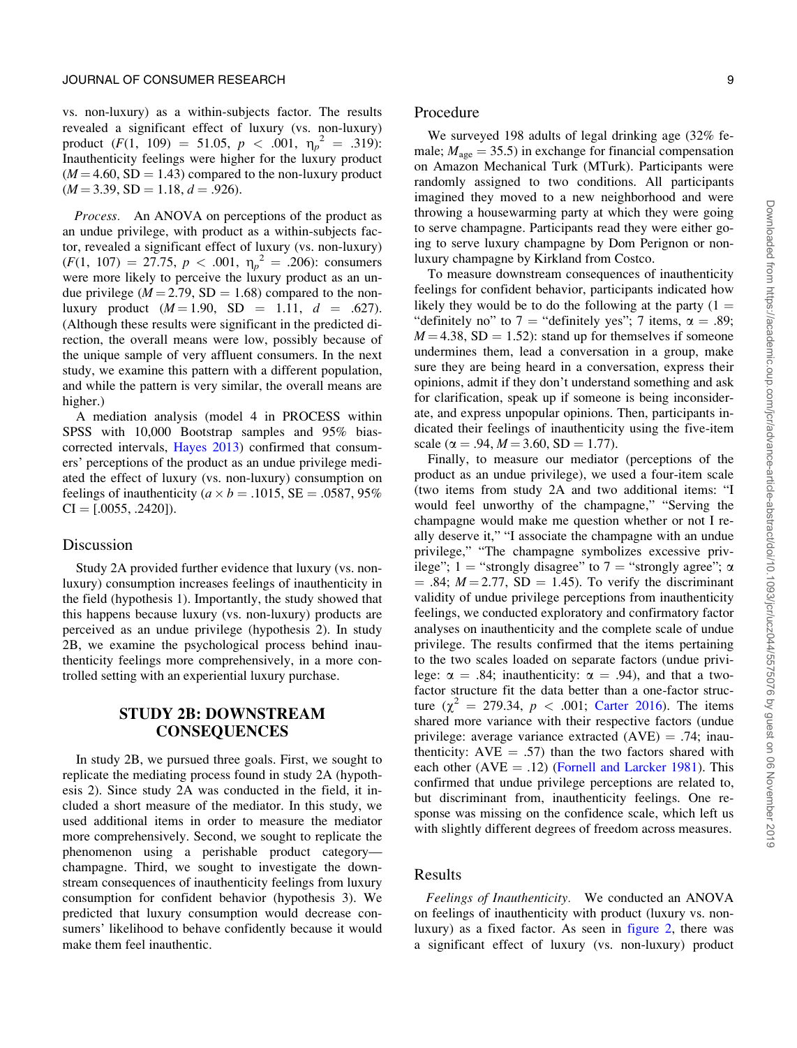vs. non-luxury) as a within-subjects factor. The results revealed a significant effect of luxury (vs. non-luxury) product ($F(1,\ 109) = 51.05$, $p < .001$, $\eta_p^2 = .319$): Inauthenticity feelings were higher for the luxury product ($M = 4.60$, SD = 1.43) compared to the non-luxury product ($M = 3.39$, SD = 1.18, $d = .926$).

*Process.* An ANOVA on perceptions of the product as an undue privilege, with product as a within-subjects factor, revealed a significant effect of luxury (vs. non-luxury) ($F(1,\ 107) = 27.75$, $p < .001$, $\eta_p^2 = .206$): consumers were more likely to perceive the luxury product as an undue privilege ($M = 2.79$, SD = 1.68) compared to the non-luxury product ($M = 1.90$, SD = 1.11, $d = .627$). (Although these results were significant in the predicted direction, the overall means were low, possibly because of the unique sample of very affluent consumers. In the next study, we examine this pattern with a different population, and while the pattern is very similar, the overall means are higher.)

A mediation analysis (model 4 in PROCESS within SPSS with 10,000 Bootstrap samples and 95% bias-corrected intervals, Hayes 2013) confirmed that consumers' perceptions of the product as an undue privilege mediated the effect of luxury (vs. non-luxury) consumption on feelings of inauthenticity ($a \times b = .1015$, SE = .0587, 95% CI = [.0055, .2420]).

## Discussion

Study 2A provided further evidence that luxury (vs. non-luxury) consumption increases feelings of inauthenticity in the field (hypothesis 1). Importantly, the study showed that this happens because luxury (vs. non-luxury) products are perceived as an undue privilege (hypothesis 2). In study 2B, we examine the psychological process behind inauthenticity feelings more comprehensively, in a more controlled setting with an experiential luxury purchase.

## STUDY 2B: DOWNSTREAM CONSEQUENCES

In study 2B, we pursued three goals. First, we sought to replicate the mediating process found in study 2A (hypothesis 2). Since study 2A was conducted in the field, it included a short measure of the mediator. In this study, we used additional items in order to measure the mediator more comprehensively. Second, we sought to replicate the phenomenon using a perishable product category—champagne. Third, we sought to investigate the downstream consequences of inauthenticity feelings from luxury consumption for confident behavior (hypothesis 3). We predicted that luxury consumption would decrease consumers' likelihood to behave confidently because it would make them feel inauthentic.

## Procedure

We surveyed 198 adults of legal drinking age (32% female; $M_{age} = 35.5$) in exchange for financial compensation on Amazon Mechanical Turk (MTurk). Participants were randomly assigned to two conditions. All participants imagined they moved to a new neighborhood and were throwing a housewarming party at which they were going to serve champagne. Participants read they were either going to serve luxury champagne by Dom Perignon or non-luxury champagne by Kirkland from Costco.

To measure downstream consequences of inauthenticity feelings for confident behavior, participants indicated how likely they would be to do the following at the party (1 = "definitely no" to 7 = "definitely yes"; 7 items, $\alpha = .89$; $M = 4.38$, SD = 1.52): stand up for themselves if someone undermines them, lead a conversation in a group, make sure they are being heard in a conversation, express their opinions, admit if they don't understand something and ask for clarification, speak up if someone is being inconsiderate, and express unpopular opinions. Then, participants indicated their feelings of inauthenticity using the five-item scale ($\alpha = .94$, $M = 3.60$, SD = 1.77).

Finally, to measure our mediator (perceptions of the product as an undue privilege), we used a four-item scale (two items from study 2A and two additional items: "I would feel unworthy of the champagne," "Serving the champagne would make me question whether or not I really deserve it," "I associate the champagne with an undue privilege," "The champagne symbolizes excessive privilege"; 1 = "strongly disagree" to 7 = "strongly agree"; $\alpha = .84$; $M = 2.77$, SD = 1.45). To verify the discriminant validity of undue privilege perceptions from inauthenticity feelings, we conducted exploratory and confirmatory factor analyses on inauthenticity and the complete scale of undue privilege. The results confirmed that the items pertaining to the two scales loaded on separate factors (undue privilege: $\alpha = .84$; inauthenticity: $\alpha = .94$), and that a two-factor structure fit the data better than a one-factor structure ($\chi^2 = 279.34$, $p < .001$; Carter 2016). The items shared more variance with their respective factors (undue privilege: average variance extracted (AVE) = .74; inauthenticity: AVE = .57) than the two factors shared with each other (AVE = .12) (Fornell and Larcker 1981). This confirmed that undue privilege perceptions are related to, but discriminant from, inauthenticity feelings. One response was missing on the confidence scale, which left us with slightly different degrees of freedom across measures.

## Results

*Feelings of Inauthenticity.* We conducted an ANOVA on feelings of inauthenticity with product (luxury vs. non-luxury) as a fixed factor. As seen in figure 2, there was a significant effect of luxury (vs. non-luxury) product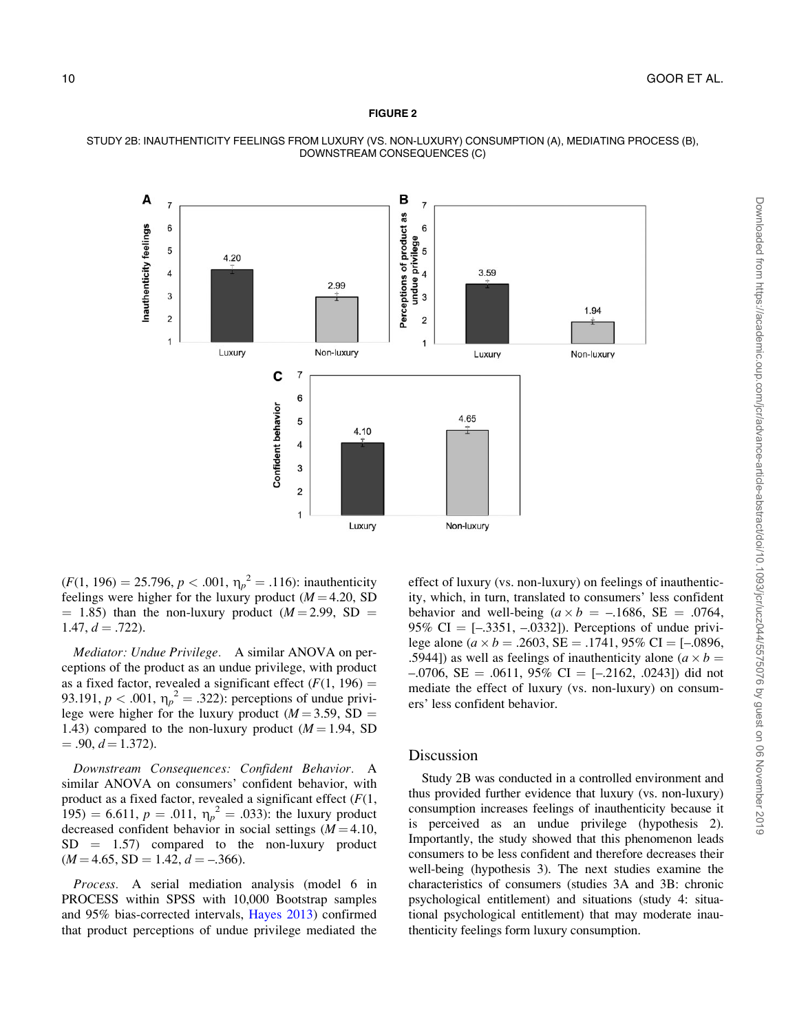**FIGURE 2**

STUDY 2B: INAUTHENTICITY FEELINGS FROM LUXURY (VS. NON-LUXURY) CONSUMPTION (A), MEDIATING PROCESS (B), DOWNSTREAM CONSEQUENCES (C)

A

Inauthenticity feelings

7
6
5
4
3
2
1

4.20
2.99

Luxury
Non-luxury

B

Perceptions of product as undue privilege

7
6
5
4
3
2
1

3.59
1.94

Luxury
Non-luxury

C

Confident behavior

7
6
5
4
3
2
1

4.10
4.65

Luxury
Non-luxury

($F(1, 196) = 25.796$, $p < .001$, $\eta_p^2 = .116$): inauthenticity feelings were higher for the luxury product ($M = 4.20$, SD $= 1.85$) than the non-luxury product ($M = 2.99$, SD $= 1.47$, $d = .722$).

*Mediator: Undue Privilege.* A similar ANOVA on perceptions of the product as an undue privilege, with product as a fixed factor, revealed a significant effect ($F(1, 196) = 93.191$, $p < .001$, $\eta_p^2 = .322$): perceptions of undue privilege were higher for the luxury product ($M = 3.59$, SD $= 1.43$) compared to the non-luxury product ($M = 1.94$, SD $= .90$, $d = 1.372$).

*Downstream Consequences: Confident Behavior.* A similar ANOVA on consumers' confident behavior, with product as a fixed factor, revealed a significant effect ($F(1, 195) = 6.611$, $p = .011$, $\eta_p^2 = .033$): the luxury product decreased confident behavior in social settings ($M = 4.10$, SD $= 1.57$) compared to the non-luxury product ($M = 4.65$, SD $= 1.42$, $d = -.366$).

*Process.* A serial mediation analysis (model 6 in PROCESS within SPSS with 10,000 Bootstrap samples and 95% bias-corrected intervals, Hayes 2013) confirmed that product perceptions of undue privilege mediated the effect of luxury (vs. non-luxury) on feelings of inauthenticity, which, in turn, translated to consumers' less confident behavior and well-being ($a \times b = -.1686$, SE $= .0764$, 95% CI $= [-.3351, -.0332]$). Perceptions of undue privilege alone ($a \times b = .2603$, SE $= .1741$, 95% CI $= [-.0896, .5944]$) as well as feelings of inauthenticity alone ($a \times b = -.0706$, SE $= .0611$, 95% CI $= [-.2162, .0243]$) did not mediate the effect of luxury (vs. non-luxury) on consumers' less confident behavior.

## Discussion

Study 2B was conducted in a controlled environment and thus provided further evidence that luxury (vs. non-luxury) consumption increases feelings of inauthenticity because it is perceived as an undue privilege (hypothesis 2). Importantly, the study showed that this phenomenon leads consumers to be less confident and therefore decreases their well-being (hypothesis 3). The next studies examine the characteristics of consumers (studies 3A and 3B: chronic psychological entitlement) and situations (study 4: situational psychological entitlement) that may moderate inauthenticity feelings form luxury consumption.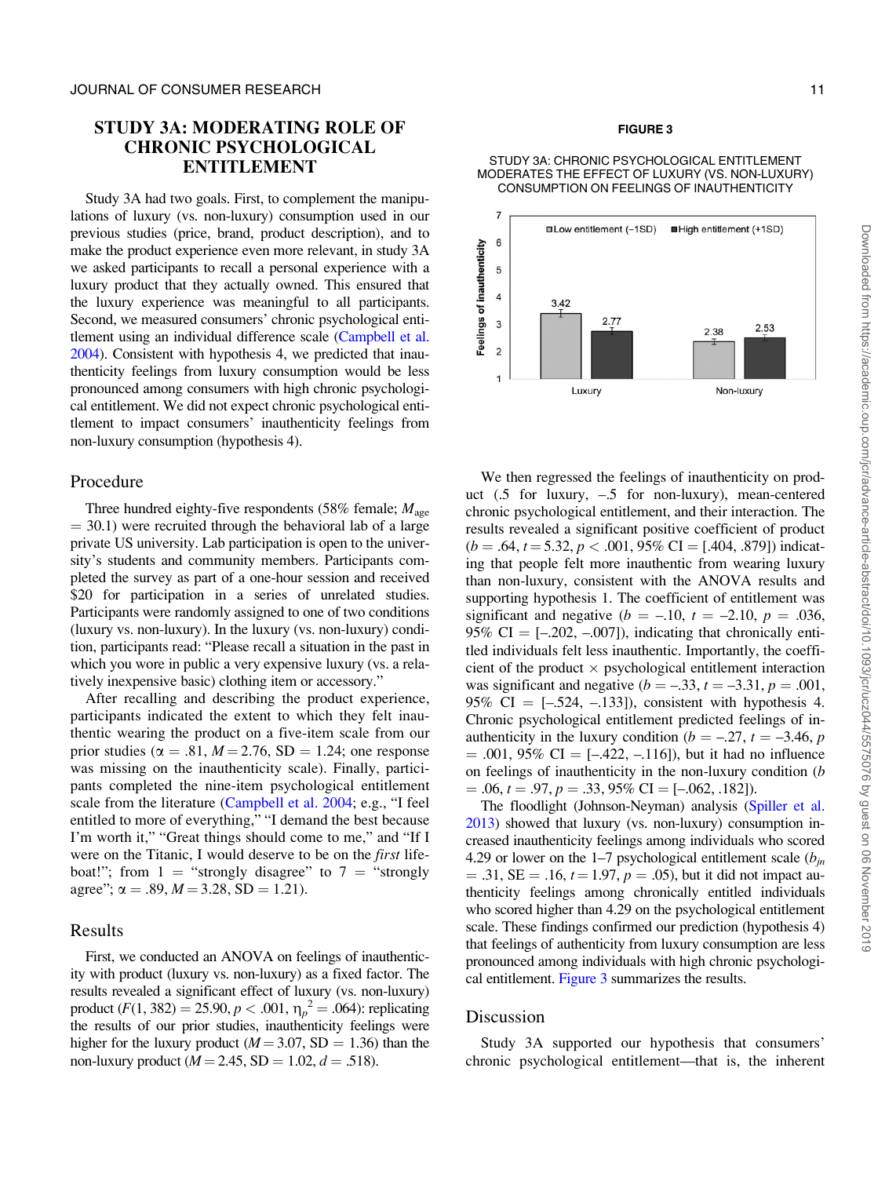## STUDY 3A: MODERATING ROLE OF CHRONIC PSYCHOLOGICAL ENTITLEMENT

Study 3A had two goals. First, to complement the manipulations of luxury (vs. non-luxury) consumption used in our previous studies (price, brand, product description), and to make the product experience even more relevant, in study 3A we asked participants to recall a personal experience with a luxury product that they actually owned. This ensured that the luxury experience was meaningful to all participants. Second, we measured consumers' chronic psychological entitlement using an individual difference scale (Campbell et al. 2004). Consistent with hypothesis 4, we predicted that inauthenticity feelings from luxury consumption would be less pronounced among consumers with high chronic psychological entitlement. We did not expect chronic psychological entitlement to impact consumers' inauthenticity feelings from non-luxury consumption (hypothesis 4).

### Procedure

Three hundred eighty-five respondents (58% female; $M_{age} = 30.1$) were recruited through the behavioral lab of a large private US university. Lab participation is open to the university's students and community members. Participants completed the survey as part of a one-hour session and received $20 for participation in a series of unrelated studies. Participants were randomly assigned to one of two conditions (luxury vs. non-luxury). In the luxury (vs. non-luxury) condition, participants read: "Please recall a situation in the past in which you wore in public a very expensive luxury (vs. a relatively inexpensive basic) clothing item or accessory."

After recalling and describing the product experience, participants indicated the extent to which they felt inauthentic wearing the product on a five-item scale from our prior studies ($\alpha = .81$, $M = 2.76$, SD = 1.24; one response was missing on the inauthenticity scale). Finally, participants completed the nine-item psychological entitlement scale from the literature (Campbell et al. 2004; e.g., "I feel entitled to more of everything," "I demand the best because I'm worth it," "Great things should come to me," and "If I were on the Titanic, I would deserve to be on the *first* lifeboat!"; from 1 = "strongly disagree" to 7 = "strongly agree"; $\alpha = .89$, $M = 3.28$, SD = 1.21).

### Results

First, we conducted an ANOVA on feelings of inauthenticity with product (luxury vs. non-luxury) as a fixed factor. The results revealed a significant effect of luxury (vs. non-luxury) product ($F(1, 382) = 25.90$, $p < .001$, $\eta_p^2 = .064$): replicating the results of our prior studies, inauthenticity feelings were higher for the luxury product ($M = 3.07$, SD = 1.36) than the non-luxury product ($M = 2.45$, SD = 1.02, $d = .518$).

**FIGURE 3**

STUDY 3A: CHRONIC PSYCHOLOGICAL ENTITLEMENT MODERATES THE EFFECT OF LUXURY (VS. NON-LUXURY) CONSUMPTION ON FEELINGS OF INAUTHENTICITY

Feelings of Inauthenticity
1
2
3
4
5
6
7
Low entitlement (−1SD)
High entitlement (+1SD)
3.42
2.77
2.38
2.53
Luxury
Non-luxury

We then regressed the feelings of inauthenticity on product (.5 for luxury, –.5 for non-luxury), mean-centered chronic psychological entitlement, and their interaction. The results revealed a significant positive coefficient of product ($b = .64$, $t = 5.32$, $p < .001$, 95% CI = [.404, .879]) indicating that people felt more inauthentic from wearing luxury than non-luxury, consistent with the ANOVA results and supporting hypothesis 1. The coefficient of entitlement was significant and negative ($b = –.10$, $t = –2.10$, $p = .036$, 95% CI = [–.202, –.007]), indicating that chronically entitled individuals felt less inauthentic. Importantly, the coefficient of the product × psychological entitlement interaction was significant and negative ($b = –.33$, $t = –3.31$, $p = .001$, 95% CI = [–.524, –.133]), consistent with hypothesis 4. Chronic psychological entitlement predicted feelings of inauthenticity in the luxury condition ($b = –.27$, $t = –3.46$, $p = .001$, 95% CI = [–.422, –.116]), but it had no influence on feelings of inauthenticity in the non-luxury condition ($b = .06$, $t = .97$, $p = .33$, 95% CI = [–.062, .182]).

The floodlight (Johnson-Neyman) analysis (Spiller et al. 2013) showed that luxury (vs. non-luxury) consumption increased inauthenticity feelings among individuals who scored 4.29 or lower on the 1–7 psychological entitlement scale ($b_{jn} = .31$, SE = .16, $t = 1.97$, $p = .05$), but it did not impact authenticity feelings among chronically entitled individuals who scored higher than 4.29 on the psychological entitlement scale. These findings confirmed our prediction (hypothesis 4) that feelings of authenticity from luxury consumption are less pronounced among individuals with high chronic psychological entitlement. Figure 3 summarizes the results.

### Discussion

Study 3A supported our hypothesis that consumers' chronic psychological entitlement—that is, the inherent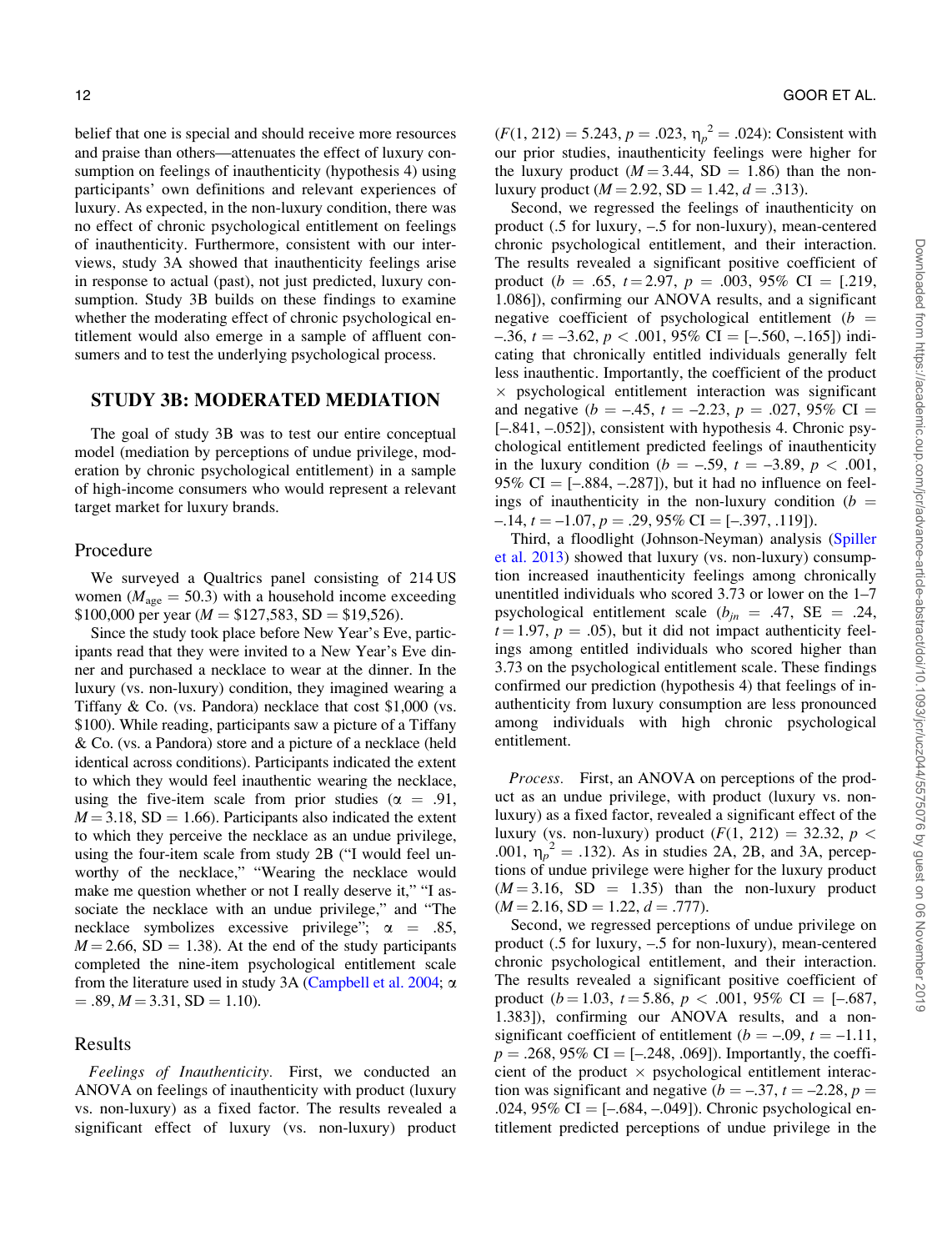belief that one is special and should receive more resources and praise than others—attenuates the effect of luxury consumption on feelings of inauthenticity (hypothesis 4) using participants' own definitions and relevant experiences of luxury. As expected, in the non-luxury condition, there was no effect of chronic psychological entitlement on feelings of inauthenticity. Furthermore, consistent with our interviews, study 3A showed that inauthenticity feelings arise in response to actual (past), not just predicted, luxury consumption. Study 3B builds on these findings to examine whether the moderating effect of chronic psychological entitlement would also emerge in a sample of affluent consumers and to test the underlying psychological process.

## STUDY 3B: MODERATED MEDIATION

The goal of study 3B was to test our entire conceptual model (mediation by perceptions of undue privilege, moderation by chronic psychological entitlement) in a sample of high-income consumers who would represent a relevant target market for luxury brands.

### Procedure

We surveyed a Qualtrics panel consisting of 214 US women ($M_{age} = 50.3$) with a household income exceeding \$100,000 per year ($M =$ \$127,583, SD = \$19,526).

Since the study took place before New Year's Eve, participants read that they were invited to a New Year's Eve dinner and purchased a necklace to wear at the dinner. In the luxury (vs. non-luxury) condition, they imagined wearing a Tiffany & Co. (vs. Pandora) necklace that cost \$1,000 (vs. \$100). While reading, participants saw a picture of a Tiffany & Co. (vs. a Pandora) store and a picture of a necklace (held identical across conditions). Participants indicated the extent to which they would feel inauthentic wearing the necklace, using the five-item scale from prior studies ($\alpha = .91$, $M = 3.18$, SD = 1.66). Participants also indicated the extent to which they perceive the necklace as an undue privilege, using the four-item scale from study 2B ("I would feel unworthy of the necklace," "Wearing the necklace would make me question whether or not I really deserve it," "I associate the necklace with an undue privilege," and "The necklace symbolizes excessive privilege"; $\alpha = .85$, $M = 2.66$, SD = 1.38). At the end of the study participants completed the nine-item psychological entitlement scale from the literature used in study 3A (Campbell et al. 2004; $\alpha = .89$, $M = 3.31$, SD = 1.10).

### Results

*Feelings of Inauthenticity.* First, we conducted an ANOVA on feelings of inauthenticity with product (luxury vs. non-luxury) as a fixed factor. The results revealed a significant effect of luxury (vs. non-luxury) product ($F(1, 212) = 5.243$, $p = .023$, $\eta_p^2 = .024$): Consistent with our prior studies, inauthenticity feelings were higher for the luxury product ($M = 3.44$, SD = 1.86) than the non-luxury product ($M = 2.92$, SD = 1.42, $d = .313$).

Second, we regressed the feelings of inauthenticity on product (.5 for luxury, –.5 for non-luxury), mean-centered chronic psychological entitlement, and their interaction. The results revealed a significant positive coefficient of product ($b = .65$, $t = 2.97$, $p = .003$, 95% CI = [.219, 1.086]), confirming our ANOVA results, and a significant negative coefficient of psychological entitlement ($b = -.36$, $t = -3.62$, $p < .001$, 95% CI = [–.560, –.165]) indicating that chronically entitled individuals generally felt less inauthentic. Importantly, the coefficient of the product × psychological entitlement interaction was significant and negative ($b = -.45$, $t = -2.23$, $p = .027$, 95% CI = [–.841, –.052]), consistent with hypothesis 4. Chronic psychological entitlement predicted feelings of inauthenticity in the luxury condition ($b = -.59$, $t = -3.89$, $p < .001$, 95% CI = [–.884, –.287]), but it had no influence on feelings of inauthenticity in the non-luxury condition ($b = -.14$, $t = -1.07$, $p = .29$, 95% CI = [–.397, .119]).

Third, a floodlight (Johnson-Neyman) analysis (Spiller et al. 2013) showed that luxury (vs. non-luxury) consumption increased inauthenticity feelings among chronically unentitled individuals who scored 3.73 or lower on the 1–7 psychological entitlement scale ($b_{jn} = .47$, SE = .24, $t = 1.97$, $p = .05$), but it did not impact authenticity feelings among entitled individuals who scored higher than 3.73 on the psychological entitlement scale. These findings confirmed our prediction (hypothesis 4) that feelings of inauthenticity from luxury consumption are less pronounced among individuals with high chronic psychological entitlement.

*Process.* First, an ANOVA on perceptions of the product as an undue privilege, with product (luxury vs. non-luxury) as a fixed factor, revealed a significant effect of the luxury (vs. non-luxury) product ($F(1, 212) = 32.32$, $p < .001$, $\eta_p^2 = .132$). As in studies 2A, 2B, and 3A, perceptions of undue privilege were higher for the luxury product ($M = 3.16$, SD = 1.35) than the non-luxury product ($M = 2.16$, SD = 1.22, $d = .777$).

Second, we regressed perceptions of undue privilege on product (.5 for luxury, –.5 for non-luxury), mean-centered chronic psychological entitlement, and their interaction. The results revealed a significant positive coefficient of product ($b = 1.03$, $t = 5.86$, $p < .001$, 95% CI = [–.687, 1.383]), confirming our ANOVA results, and a nonsignificant coefficient of entitlement ($b = -.09$, $t = -1.11$, $p = .268$, 95% CI = [–.248, .069]). Importantly, the coefficient of the product × psychological entitlement interaction was significant and negative ($b = -.37$, $t = -2.28$, $p = .024$, 95% CI = [–.684, –.049]). Chronic psychological entitlement predicted perceptions of undue privilege in the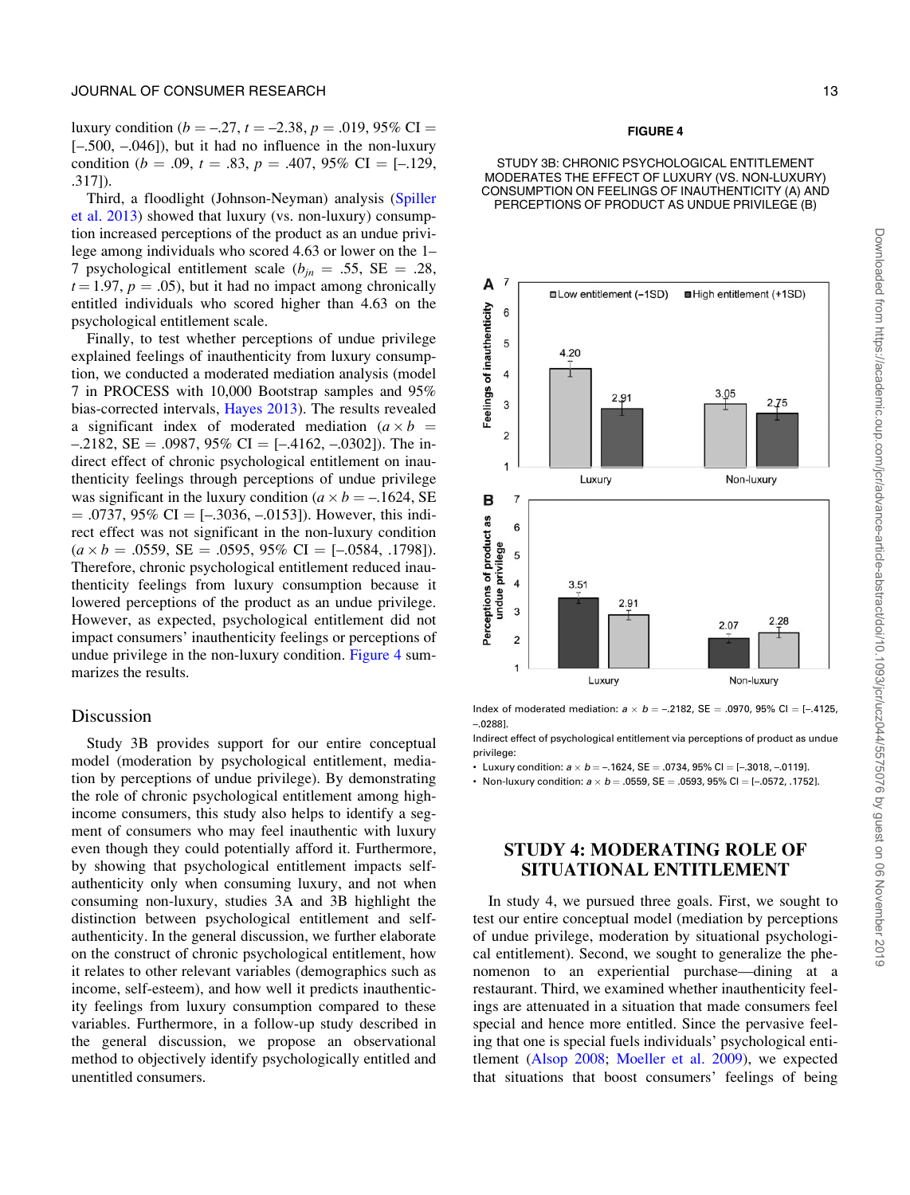luxury condition ($b = -.27$, $t = -2.38$, $p = .019$, 95% CI = [–.500, –.046]), but it had no influence in the non-luxury condition ($b = .09$, $t = .83$, $p = .407$, 95% CI = [–.129, .317]).

Third, a floodlight (Johnson-Neyman) analysis (Spiller et al. 2013) showed that luxury (vs. non-luxury) consumption increased perceptions of the product as an undue privilege among individuals who scored 4.63 or lower on the 1–7 psychological entitlement scale ($b_{jn} = .55$, SE = .28, $t = 1.97$, $p = .05$), but it had no impact among chronically entitled individuals who scored higher than 4.63 on the psychological entitlement scale.

Finally, to test whether perceptions of undue privilege explained feelings of inauthenticity from luxury consumption, we conducted a moderated mediation analysis (model 7 in PROCESS with 10,000 Bootstrap samples and 95% bias-corrected intervals, Hayes 2013). The results revealed a significant index of moderated mediation ($a \times b$ = –.2182, SE = .0987, 95% CI = [–.4162, –.0302]). The indirect effect of chronic psychological entitlement on inauthenticity feelings through perceptions of undue privilege was significant in the luxury condition ($a \times b$ = –.1624, SE = .0737, 95% CI = [–.3036, –.0153]). However, this indirect effect was not significant in the non-luxury condition ($a \times b$ = .0559, SE = .0595, 95% CI = [–.0584, .1798]). Therefore, chronic psychological entitlement reduced inauthenticity feelings from luxury consumption because it lowered perceptions of the product as an undue privilege. However, as expected, psychological entitlement did not impact consumers' inauthenticity feelings or perceptions of undue privilege in the non-luxury condition. Figure 4 summarizes the results.

## Discussion

Study 3B provides support for our entire conceptual model (moderation by psychological entitlement, mediation by perceptions of undue privilege). By demonstrating the role of chronic psychological entitlement among high-income consumers, this study also helps to identify a segment of consumers who may feel inauthentic with luxury even though they could potentially afford it. Furthermore, by showing that psychological entitlement impacts self-authenticity only when consuming luxury, and not when consuming non-luxury, studies 3A and 3B highlight the distinction between psychological entitlement and self-authenticity. In the general discussion, we further elaborate on the construct of chronic psychological entitlement, how it relates to other relevant variables (demographics such as income, self-esteem), and how well it predicts inauthenticity feelings from luxury consumption compared to these variables. Furthermore, in a follow-up study described in the general discussion, we propose an observational method to objectively identify psychologically entitled and unentitled consumers.

**FIGURE 4**

STUDY 3B: CHRONIC PSYCHOLOGICAL ENTITLEMENT MODERATES THE EFFECT OF LUXURY (VS. NON-LUXURY) CONSUMPTION ON FEELINGS OF INAUTHENTICITY (A) AND PERCEPTIONS OF PRODUCT AS UNDUE PRIVILEGE (B)

A
Low entitlement (–1SD)
High entitlement (+1SD)
Feelings of inauthenticity
4.20
2.91
3.05
2.75
Luxury
Non-luxury

B
Perceptions of product as undue privilege
3.51
2.91
2.07
2.28
Luxury
Non-luxury

Index of moderated mediation: $a \times b$ = –.2182, SE = .0970, 95% CI = [–.4125, –.0288].

Indirect effect of psychological entitlement via perceptions of product as undue privilege:

- Luxury condition: $a \times b$ = –.1624, SE = .0734, 95% CI = [–.3018, –.0119].
- Non-luxury condition: $a \times b$ = .0559, SE = .0593, 95% CI = [–.0572, .1752].

## STUDY 4: MODERATING ROLE OF SITUATIONAL ENTITLEMENT

In study 4, we pursued three goals. First, we sought to test our entire conceptual model (mediation by perceptions of undue privilege, moderation by situational psychological entitlement). Second, we sought to generalize the phenomenon to an experiential purchase—dining at a restaurant. Third, we examined whether inauthenticity feelings are attenuated in a situation that made consumers feel special and hence more entitled. Since the pervasive feeling that one is special fuels individuals' psychological entitlement (Alsop 2008; Moeller et al. 2009), we expected that situations that boost consumers' feelings of being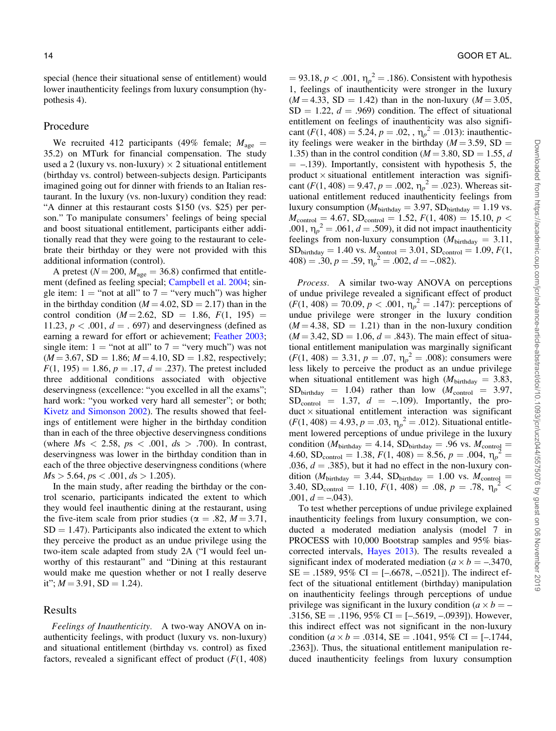special (hence their situational sense of entitlement) would lower inauthenticity feelings from luxury consumption (hypothesis 4).

## Procedure

We recruited 412 participants (49% female; $M_{age}$ = 35.2) on MTurk for financial compensation. The study used a 2 (luxury vs. non-luxury) × 2 situational entitlement (birthday vs. control) between-subjects design. Participants imagined going out for dinner with friends to an Italian restaurant. In the luxury (vs. non-luxury) condition they read: "A dinner at this restaurant costs $150 (vs. $25) per person." To manipulate consumers' feelings of being special and boost situational entitlement, participants either additionally read that they were going to the restaurant to celebrate their birthday or they were not provided with this additional information (control).

A pretest ($N = 200$, $M_{age} = 36.8$) confirmed that entitlement (defined as feeling special; Campbell et al. 2004; single item: 1 = "not at all" to 7 = "very much") was higher in the birthday condition ($M = 4.02$, SD = 2.17) than in the control condition ($M = 2.62$, SD = 1.86, $F(1, 195) = 11.23$, $p < .001$, $d$ = . 697) and deservingness (defined as earning a reward for effort or achievement; Feather 2003; single item: 1 = "not at all" to 7 = "very much") was not ($M = 3.67$, SD = 1.86; $M = 4.10$, SD = 1.82, respectively; $F(1, 195) = 1.86$, $p = .17$, $d = .237$). The pretest included three additional conditions associated with objective deservingness (excellence: "you excelled in all the exams"; hard work: "you worked very hard all semester"; or both; Kivetz and Simonson 2002). The results showed that feelings of entitlement were higher in the birthday condition than in each of the three objective deservingness conditions (where $M$s $< 2.58$, $p$s $< .001$, $d$s $> .700$). In contrast, deservingness was lower in the birthday condition than in each of the three objective deservingness conditions (where $M$s $> 5.64$, $p$s $< .001$, $d$s $> 1.205$).

In the main study, after reading the birthday or the control scenario, participants indicated the extent to which they would feel inauthentic dining at the restaurant, using the five-item scale from prior studies ($\alpha = .82$, $M = 3.71$, SD = 1.47). Participants also indicated the extent to which they perceive the product as an undue privilege using the two-item scale adapted from study 2A ("I would feel unworthy of this restaurant" and "Dining at this restaurant would make me question whether or not I really deserve it"; $M = 3.91$, SD = 1.24).

## Results

*Feelings of Inauthenticity.* A two-way ANOVA on inauthenticity feelings, with product (luxury vs. non-luxury) and situational entitlement (birthday vs. control) as fixed factors, revealed a significant effect of product ($F(1, 408) = 93.18$, $p < .001$, $\eta_p^2 = .186$). Consistent with hypothesis 1, feelings of inauthenticity were stronger in the luxury ($M = 4.33$, SD = 1.42) than in the non-luxury ($M = 3.05$, SD = 1.22, $d = .969$) condition. The effect of situational entitlement on feelings of inauthenticity was also significant ($F(1, 408) = 5.24$, $p = .02$, , $\eta_p^2 = .013$): inauthenticity feelings were weaker in the birthday ($M = 3.59$, SD = 1.35) than in the control condition ($M = 3.80$, SD = 1.55, $d = -.139$). Importantly, consistent with hypothesis 5, the product × situational entitlement interaction was significant ($F(1, 408) = 9.47$, $p = .002$, $\eta_p^2 = .023$). Whereas situational entitlement reduced inauthenticity feelings from luxury consumption ($M_{birthday} = 3.97$, $SD_{birthday} = 1.19$ vs. $M_{control} = 4.67$, $SD_{control} = 1.52$, $F(1, 408) = 15.10$, $p < .001$, $\eta_p^2 = .061$, $d = .509$), it did not impact inauthenticity feelings from non-luxury consumption ($M_{birthday} = 3.11$, $SD_{birthday} = 1.40$ vs. $M_{control} = 3.01$, $SD_{control} = 1.09$, $F(1, 408) = .30$, $p = .59$, $\eta_p^2 = .002$, $d = -.082$).

*Process.* A similar two-way ANOVA on perceptions of undue privilege revealed a significant effect of product ($F(1, 408) = 70.09$, $p < .001$, $\eta_p^2 = .147$): perceptions of undue privilege were stronger in the luxury condition ($M = 4.38$, SD = 1.21) than in the non-luxury condition ($M = 3.42$, SD = 1.06, $d = .843$). The main effect of situational entitlement manipulation was marginally significant ($F(1, 408) = 3.31$, $p = .07$, $\eta_p^2 = .008$): consumers were less likely to perceive the product as an undue privilege when situational entitlement was high ($M_{birthday} = 3.83$, $SD_{birthday} = 1.04$) rather than low ($M_{control} = 3.97$, $SD_{control} = 1.37$, $d = -.109$). Importantly, the product × situational entitlement interaction was significant ($F(1, 408) = 4.93$, $p = .03$, $\eta_p^2 = .012$). Situational entitlement lowered perceptions of undue privilege in the luxury condition ($M_{birthday} = 4.14$, $SD_{birthday} = .96$ vs. $M_{control} = 4.60$, $SD_{control} = 1.38$, $F(1, 408) = 8.56$, $p = .004$, $\eta_p^2 = .036$, $d = .385$), but it had no effect in the non-luxury condition ($M_{birthday} = 3.44$, $SD_{birthday} = 1.00$ vs. $M_{control} = 3.40$, $SD_{control} = 1.10$, $F(1, 408) = .08$, $p = .78$, $\eta_p^2 < .001$, $d = -.043$).

To test whether perceptions of undue privilege explained inauthenticity feelings from luxury consumption, we conducted a moderated mediation analysis (model 7 in PROCESS with 10,000 Bootstrap samples and 95% bias-corrected intervals, Hayes 2013). The results revealed a significant index of moderated mediation ($a \times b = -.3470$, SE = .1589, 95% CI = [–.6678, –.0521]). The indirect effect of the situational entitlement (birthday) manipulation on inauthenticity feelings through perceptions of undue privilege was significant in the luxury condition ($a \times b = -.3156$, SE = .1196, 95% CI = [–.5619, –.0939]). However, this indirect effect was not significant in the non-luxury condition ($a \times b = .0314$, SE = .1041, 95% CI = [–.1744, .2363]). Thus, the situational entitlement manipulation reduced inauthenticity feelings from luxury consumption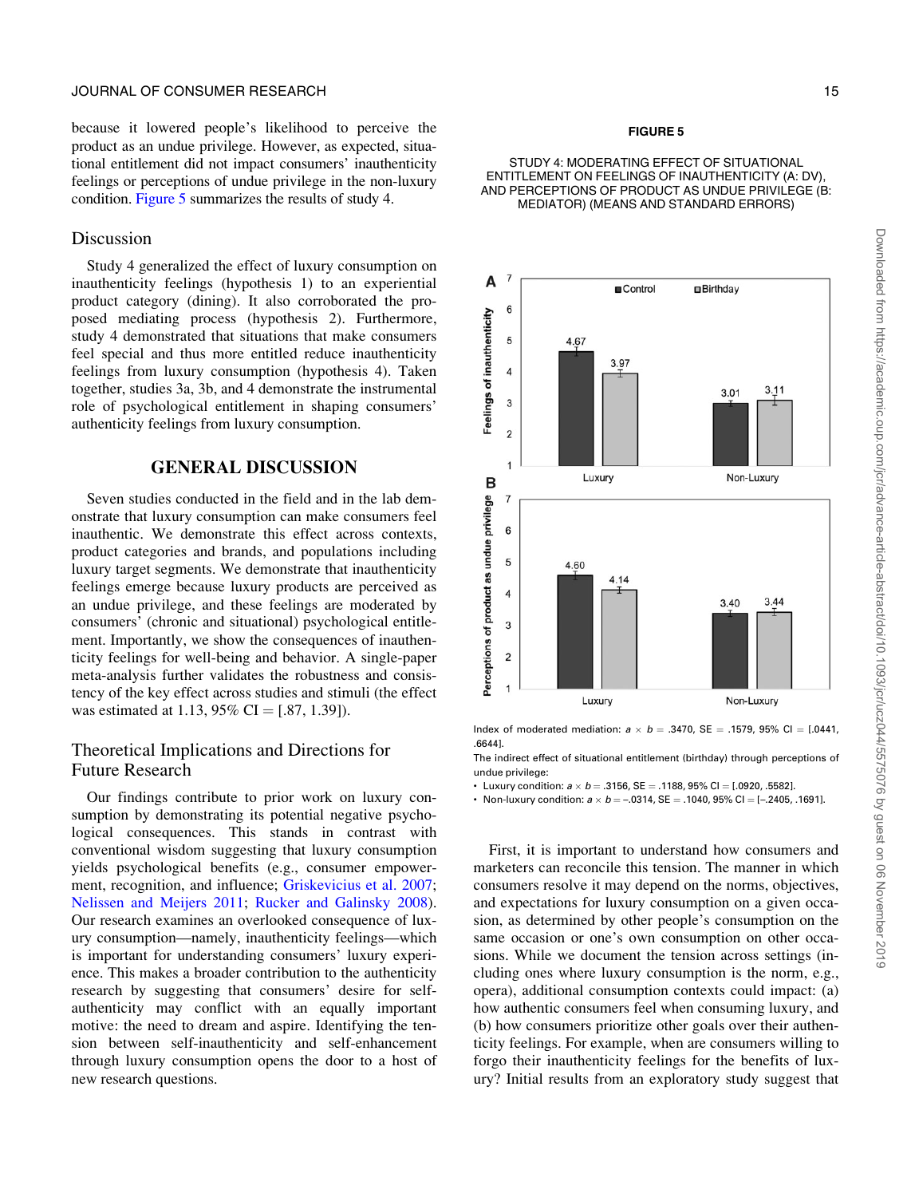because it lowered people's likelihood to perceive the product as an undue privilege. However, as expected, situational entitlement did not impact consumers' inauthenticity feelings or perceptions of undue privilege in the non-luxury condition. Figure 5 summarizes the results of study 4.

## Discussion

Study 4 generalized the effect of luxury consumption on inauthenticity feelings (hypothesis 1) to an experiential product category (dining). It also corroborated the proposed mediating process (hypothesis 2). Furthermore, study 4 demonstrated that situations that make consumers feel special and thus more entitled reduce inauthenticity feelings from luxury consumption (hypothesis 4). Taken together, studies 3a, 3b, and 4 demonstrate the instrumental role of psychological entitlement in shaping consumers' authenticity feelings from luxury consumption.

**FIGURE 5**

STUDY 4: MODERATING EFFECT OF SITUATIONAL ENTITLEMENT ON FEELINGS OF INAUTHENTICITY (A: DV), AND PERCEPTIONS OF PRODUCT AS UNDUE PRIVILEGE (B: MEDIATOR) (MEANS AND STANDARD ERRORS)

A
Feelings of inauthenticity
Control
Birthday
4.67
3.97
3.01
3.11
Luxury
Non-Luxury

B
Perceptions of product as undue privilege
4.60
4.14
3.40
3.44
Luxury
Non-Luxury

Index of moderated mediation: $a \times b = .3470$, SE = .1579, 95% CI = [.0441, .6644].

The indirect effect of situational entitlement (birthday) through perceptions of undue privilege:

- Luxury condition: $a \times b = .3156$, SE = .1188, 95% CI = [.0920, .5582].
- Non-luxury condition: $a \times b = -.0314$, SE = .1040, 95% CI = [–.2405, .1691].

## GENERAL DISCUSSION

Seven studies conducted in the field and in the lab demonstrate that luxury consumption can make consumers feel inauthentic. We demonstrate this effect across contexts, product categories and brands, and populations including luxury target segments. We demonstrate that inauthenticity feelings emerge because luxury products are perceived as an undue privilege, and these feelings are moderated by consumers' (chronic and situational) psychological entitlement. Importantly, we show the consequences of inauthenticity feelings for well-being and behavior. A single-paper meta-analysis further validates the robustness and consistency of the key effect across studies and stimuli (the effect was estimated at 1.13, 95% CI = [.87, 1.39]).

### Theoretical Implications and Directions for Future Research

Our findings contribute to prior work on luxury consumption by demonstrating its potential negative psychological consequences. This stands in contrast with conventional wisdom suggesting that luxury consumption yields psychological benefits (e.g., consumer empowerment, recognition, and influence; Griskevicius et al. 2007; Nelissen and Meijers 2011; Rucker and Galinsky 2008). Our research examines an overlooked consequence of luxury consumption—namely, inauthenticity feelings—which is important for understanding consumers' luxury experience. This makes a broader contribution to the authenticity research by suggesting that consumers' desire for self-authenticity may conflict with an equally important motive: the need to dream and aspire. Identifying the tension between self-inauthenticity and self-enhancement through luxury consumption opens the door to a host of new research questions.

First, it is important to understand how consumers and marketers can reconcile this tension. The manner in which consumers resolve it may depend on the norms, objectives, and expectations for luxury consumption on a given occasion, as determined by other people's consumption on the same occasion or one's own consumption on other occasions. While we document the tension across settings (including ones where luxury consumption is the norm, e.g., opera), additional consumption contexts could impact: (a) how authentic consumers feel when consuming luxury, and (b) how consumers prioritize other goals over their authenticity feelings. For example, when are consumers willing to forgo their inauthenticity feelings for the benefits of luxury? Initial results from an exploratory study suggest that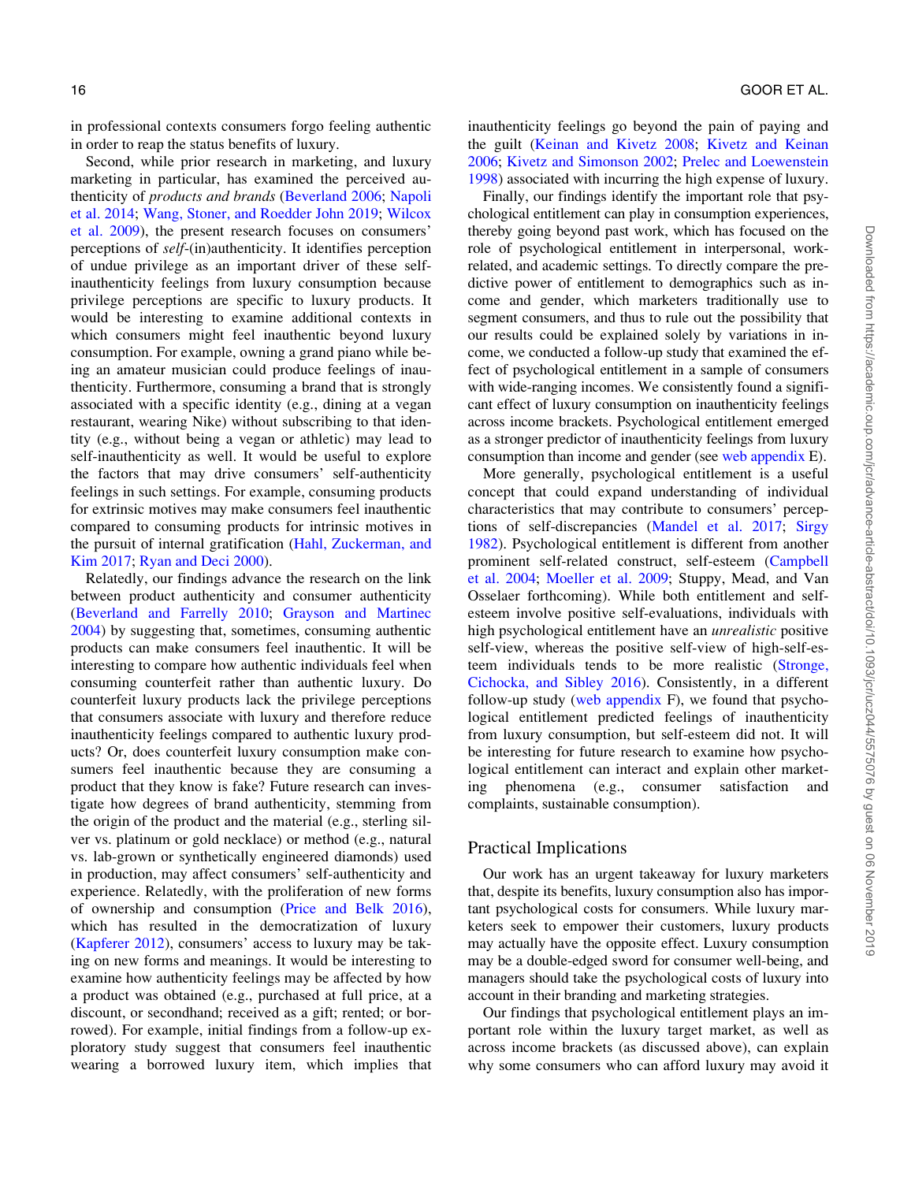in professional contexts consumers forgo feeling authentic in order to reap the status benefits of luxury.

Second, while prior research in marketing, and luxury marketing in particular, has examined the perceived authenticity of *products and brands* (Beverland 2006; Napoli et al. 2014; Wang, Stoner, and Roedder John 2019; Wilcox et al. 2009), the present research focuses on consumers' perceptions of *self*-(in)authenticity. It identifies perception of undue privilege as an important driver of these self-inauthenticity feelings from luxury consumption because privilege perceptions are specific to luxury products. It would be interesting to examine additional contexts in which consumers might feel inauthentic beyond luxury consumption. For example, owning a grand piano while being an amateur musician could produce feelings of inauthenticity. Furthermore, consuming a brand that is strongly associated with a specific identity (e.g., dining at a vegan restaurant, wearing Nike) without subscribing to that identity (e.g., without being a vegan or athletic) may lead to self-inauthenticity as well. It would be useful to explore the factors that may drive consumers' self-authenticity feelings in such settings. For example, consuming products for extrinsic motives may make consumers feel inauthentic compared to consuming products for intrinsic motives in the pursuit of internal gratification (Hahl, Zuckerman, and Kim 2017; Ryan and Deci 2000).

Relatedly, our findings advance the research on the link between product authenticity and consumer authenticity (Beverland and Farrelly 2010; Grayson and Martinec 2004) by suggesting that, sometimes, consuming authentic products can make consumers feel inauthentic. It will be interesting to compare how authentic individuals feel when consuming counterfeit rather than authentic luxury. Do counterfeit luxury products lack the privilege perceptions that consumers associate with luxury and therefore reduce inauthenticity feelings compared to authentic luxury products? Or, does counterfeit luxury consumption make consumers feel inauthentic because they are consuming a product that they know is fake? Future research can investigate how degrees of brand authenticity, stemming from the origin of the product and the material (e.g., sterling silver vs. platinum or gold necklace) or method (e.g., natural vs. lab-grown or synthetically engineered diamonds) used in production, may affect consumers' self-authenticity and experience. Relatedly, with the proliferation of new forms of ownership and consumption (Price and Belk 2016), which has resulted in the democratization of luxury (Kapferer 2012), consumers' access to luxury may be taking on new forms and meanings. It would be interesting to examine how authenticity feelings may be affected by how a product was obtained (e.g., purchased at full price, at a discount, or secondhand; received as a gift; rented; or borrowed). For example, initial findings from a follow-up exploratory study suggest that consumers feel inauthentic wearing a borrowed luxury item, which implies that inauthenticity feelings go beyond the pain of paying and the guilt (Keinan and Kivetz 2008; Kivetz and Keinan 2006; Kivetz and Simonson 2002; Prelec and Loewenstein 1998) associated with incurring the high expense of luxury.

Finally, our findings identify the important role that psychological entitlement can play in consumption experiences, thereby going beyond past work, which has focused on the role of psychological entitlement in interpersonal, work-related, and academic settings. To directly compare the predictive power of entitlement to demographics such as income and gender, which marketers traditionally use to segment consumers, and thus to rule out the possibility that our results could be explained solely by variations in income, we conducted a follow-up study that examined the effect of psychological entitlement in a sample of consumers with wide-ranging incomes. We consistently found a significant effect of luxury consumption on inauthenticity feelings across income brackets. Psychological entitlement emerged as a stronger predictor of inauthenticity feelings from luxury consumption than income and gender (see web appendix E).

More generally, psychological entitlement is a useful concept that could expand understanding of individual characteristics that may contribute to consumers' perceptions of self-discrepancies (Mandel et al. 2017; Sirgy 1982). Psychological entitlement is different from another prominent self-related construct, self-esteem (Campbell et al. 2004; Moeller et al. 2009; Stuppy, Mead, and Van Osselaer forthcoming). While both entitlement and self-esteem involve positive self-evaluations, individuals with high psychological entitlement have an *unrealistic* positive self-view, whereas the positive self-view of high-self-esteem individuals tends to be more realistic (Stronge, Cichocka, and Sibley 2016). Consistently, in a different follow-up study (web appendix F), we found that psychological entitlement predicted feelings of inauthenticity from luxury consumption, but self-esteem did not. It will be interesting for future research to examine how psychological entitlement can interact and explain other marketing phenomena (e.g., consumer satisfaction and complaints, sustainable consumption).

## Practical Implications

Our work has an urgent takeaway for luxury marketers that, despite its benefits, luxury consumption also has important psychological costs for consumers. While luxury marketers seek to empower their customers, luxury products may actually have the opposite effect. Luxury consumption may be a double-edged sword for consumer well-being, and managers should take the psychological costs of luxury into account in their branding and marketing strategies.

Our findings that psychological entitlement plays an important role within the luxury target market, as well as across income brackets (as discussed above), can explain why some consumers who can afford luxury may avoid it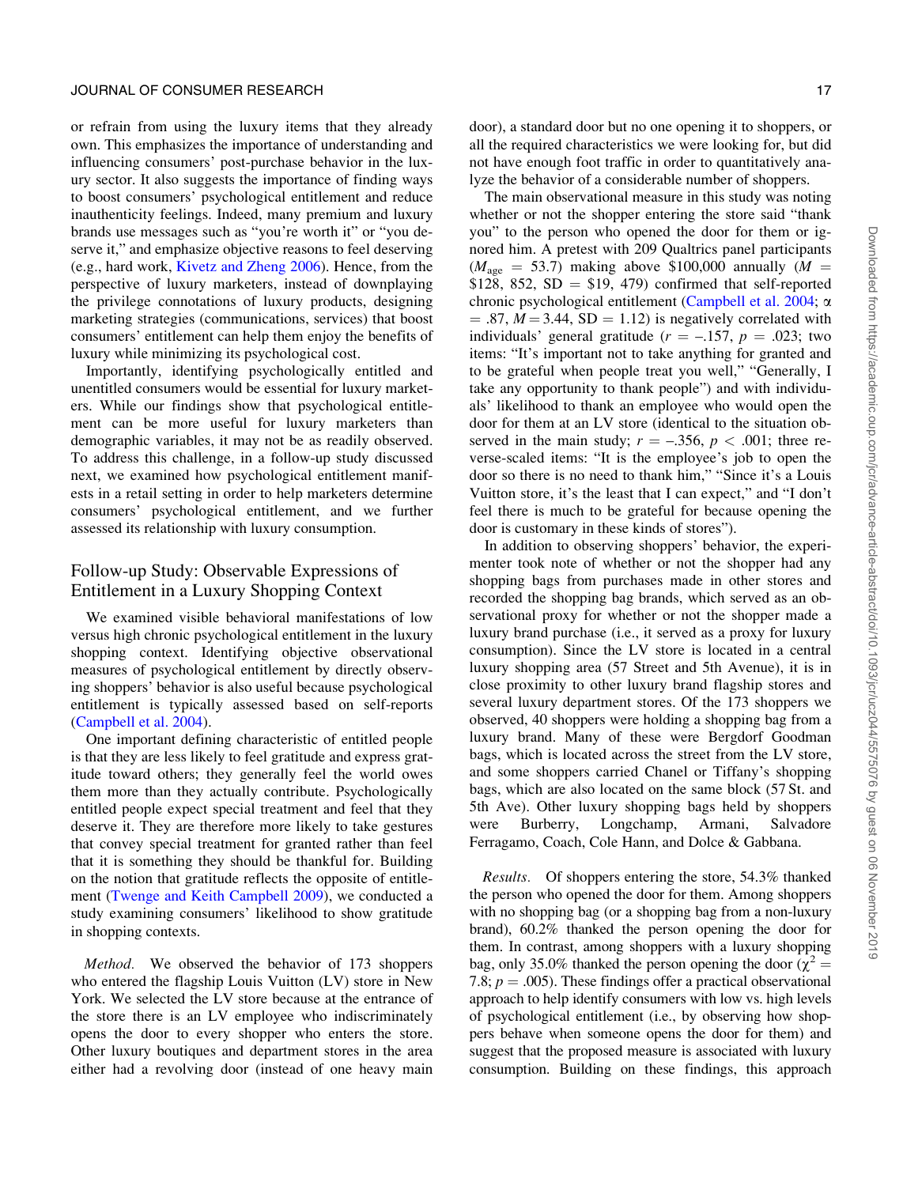or refrain from using the luxury items that they already own. This emphasizes the importance of understanding and influencing consumers' post-purchase behavior in the luxury sector. It also suggests the importance of finding ways to boost consumers' psychological entitlement and reduce inauthenticity feelings. Indeed, many premium and luxury brands use messages such as "you're worth it" or "you deserve it," and emphasize objective reasons to feel deserving (e.g., hard work, Kivetz and Zheng 2006). Hence, from the perspective of luxury marketers, instead of downplaying the privilege connotations of luxury products, designing marketing strategies (communications, services) that boost consumers' entitlement can help them enjoy the benefits of luxury while minimizing its psychological cost.

Importantly, identifying psychologically entitled and unentitled consumers would be essential for luxury marketers. While our findings show that psychological entitlement can be more useful for luxury marketers than demographic variables, it may not be as readily observed. To address this challenge, in a follow-up study discussed next, we examined how psychological entitlement manifests in a retail setting in order to help marketers determine consumers' psychological entitlement, and we further assessed its relationship with luxury consumption.

## Follow-up Study: Observable Expressions of Entitlement in a Luxury Shopping Context

We examined visible behavioral manifestations of low versus high chronic psychological entitlement in the luxury shopping context. Identifying objective observational measures of psychological entitlement by directly observing shoppers' behavior is also useful because psychological entitlement is typically assessed based on self-reports (Campbell et al. 2004).

One important defining characteristic of entitled people is that they are less likely to feel gratitude and express gratitude toward others; they generally feel the world owes them more than they actually contribute. Psychologically entitled people expect special treatment and feel that they deserve it. They are therefore more likely to take gestures that convey special treatment for granted rather than feel that it is something they should be thankful for. Building on the notion that gratitude reflects the opposite of entitlement (Twenge and Keith Campbell 2009), we conducted a study examining consumers' likelihood to show gratitude in shopping contexts.

*Method.* We observed the behavior of 173 shoppers who entered the flagship Louis Vuitton (LV) store in New York. We selected the LV store because at the entrance of the store there is an LV employee who indiscriminately opens the door to every shopper who enters the store. Other luxury boutiques and department stores in the area either had a revolving door (instead of one heavy main door), a standard door but no one opening it to shoppers, or all the required characteristics we were looking for, but did not have enough foot traffic in order to quantitatively analyze the behavior of a considerable number of shoppers.

The main observational measure in this study was noting whether or not the shopper entering the store said "thank you" to the person who opened the door for them or ignored him. A pretest with 209 Qualtrics panel participants ($M_{age}$ = 53.7) making above \$100,000 annually ($M$ = \$128, 852, SD = \$19, 479) confirmed that self-reported chronic psychological entitlement (Campbell et al. 2004; $\alpha$ = .87, $M$ = 3.44, SD = 1.12) is negatively correlated with individuals' general gratitude ($r$ = –.157, $p$ = .023; two items: "It's important not to take anything for granted and to be grateful when people treat you well," "Generally, I take any opportunity to thank people") and with individuals' likelihood to thank an employee who would open the door for them at an LV store (identical to the situation observed in the main study; $r$ = –.356, $p$ < .001; three reverse-scaled items: "It is the employee's job to open the door so there is no need to thank him," "Since it's a Louis Vuitton store, it's the least that I can expect," and "I don't feel there is much to be grateful for because opening the door is customary in these kinds of stores").

In addition to observing shoppers' behavior, the experimenter took note of whether or not the shopper had any shopping bags from purchases made in other stores and recorded the shopping bag brands, which served as an observational proxy for whether or not the shopper made a luxury brand purchase (i.e., it served as a proxy for luxury consumption). Since the LV store is located in a central luxury shopping area (57 Street and 5th Avenue), it is in close proximity to other luxury brand flagship stores and several luxury department stores. Of the 173 shoppers we observed, 40 shoppers were holding a shopping bag from a luxury brand. Many of these were Bergdorf Goodman bags, which is located across the street from the LV store, and some shoppers carried Chanel or Tiffany's shopping bags, which are also located on the same block (57 St. and 5th Ave). Other luxury shopping bags held by shoppers were Burberry, Longchamp, Armani, Salvadore Ferragamo, Coach, Cole Hann, and Dolce & Gabbana.

*Results.* Of shoppers entering the store, 54.3% thanked the person who opened the door for them. Among shoppers with no shopping bag (or a shopping bag from a non-luxury brand), 60.2% thanked the person opening the door for them. In contrast, among shoppers with a luxury shopping bag, only 35.0% thanked the person opening the door ($\chi^2$ = 7.8; $p$ = .005). These findings offer a practical observational approach to help identify consumers with low vs. high levels of psychological entitlement (i.e., by observing how shoppers behave when someone opens the door for them) and suggest that the proposed measure is associated with luxury consumption. Building on these findings, this approach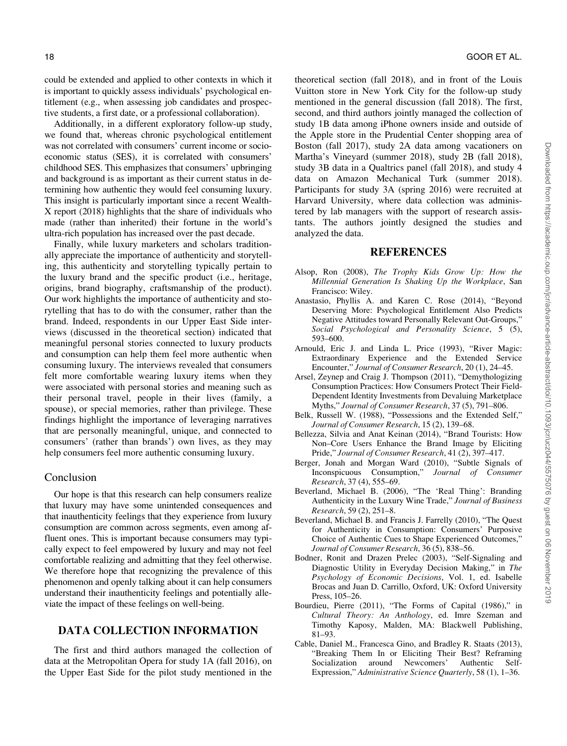could be extended and applied to other contexts in which it is important to quickly assess individuals' psychological entitlement (e.g., when assessing job candidates and prospective students, a first date, or a professional collaboration).

Additionally, in a different exploratory follow-up study, we found that, whereas chronic psychological entitlement was not correlated with consumers' current income or socioeconomic status (SES), it is correlated with consumers' childhood SES. This emphasizes that consumers' upbringing and background is as important as their current status in determining how authentic they would feel consuming luxury. This insight is particularly important since a recent Wealth-X report (2018) highlights that the share of individuals who made (rather than inherited) their fortune in the world's ultra-rich population has increased over the past decade.

Finally, while luxury marketers and scholars traditionally appreciate the importance of authenticity and storytelling, this authenticity and storytelling typically pertain to the luxury brand and the specific product (i.e., heritage, origins, brand biography, craftsmanship of the product). Our work highlights the importance of authenticity and storytelling that has to do with the consumer, rather than the brand. Indeed, respondents in our Upper East Side interviews (discussed in the theoretical section) indicated that meaningful personal stories connected to luxury products and consumption can help them feel more authentic when consuming luxury. The interviews revealed that consumers felt more comfortable wearing luxury items when they were associated with personal stories and meaning such as their personal travel, people in their lives (family, a spouse), or special memories, rather than privilege. These findings highlight the importance of leveraging narratives that are personally meaningful, unique, and connected to consumers' (rather than brands') own lives, as they may help consumers feel more authentic consuming luxury.

### Conclusion

Our hope is that this research can help consumers realize that luxury may have some unintended consequences and that inauthenticity feelings that they experience from luxury consumption are common across segments, even among affluent ones. This is important because consumers may typically expect to feel empowered by luxury and may not feel comfortable realizing and admitting that they feel otherwise. We therefore hope that recognizing the prevalence of this phenomenon and openly talking about it can help consumers understand their inauthenticity feelings and potentially alleviate the impact of these feelings on well-being.

## DATA COLLECTION INFORMATION

The first and third authors managed the collection of data at the Metropolitan Opera for study 1A (fall 2016), on the Upper East Side for the pilot study mentioned in the theoretical section (fall 2018), and in front of the Louis Vuitton store in New York City for the follow-up study mentioned in the general discussion (fall 2018). The first, second, and third authors jointly managed the collection of study 1B data among iPhone owners inside and outside of the Apple store in the Prudential Center shopping area of Boston (fall 2017), study 2A data among vacationers on Martha's Vineyard (summer 2018), study 2B (fall 2018), study 3B data in a Qualtrics panel (fall 2018), and study 4 data on Amazon Mechanical Turk (summer 2018). Participants for study 3A (spring 2016) were recruited at Harvard University, where data collection was administered by lab managers with the support of research assistants. The authors jointly designed the studies and analyzed the data.

## REFERENCES

Alsop, Ron (2008), *The Trophy Kids Grow Up: How the Millennial Generation Is Shaking Up the Workplace*, San Francisco: Wiley.

Anastasio, Phyllis A. and Karen C. Rose (2014), "Beyond Deserving More: Psychological Entitlement Also Predicts Negative Attitudes toward Personally Relevant Out-Groups," *Social Psychological and Personality Science*, 5 (5), 593–600.

Arnould, Eric J. and Linda L. Price (1993), "River Magic: Extraordinary Experience and the Extended Service Encounter," *Journal of Consumer Research*, 20 (1), 24–45.

Arsel, Zeynep and Craig J. Thompson (2011), "Demythologizing Consumption Practices: How Consumers Protect Their Field-Dependent Identity Investments from Devaluing Marketplace Myths," *Journal of Consumer Research*, 37 (5), 791–806.

Belk, Russell W. (1988), "Possessions and the Extended Self," *Journal of Consumer Research*, 15 (2), 139–68.

Bellezza, Silvia and Anat Keinan (2014), "Brand Tourists: How Non–Core Users Enhance the Brand Image by Eliciting Pride," *Journal of Consumer Research*, 41 (2), 397–417.

Berger, Jonah and Morgan Ward (2010), "Subtle Signals of Inconspicuous Consumption," *Journal of Consumer Research*, 37 (4), 555–69.

Beverland, Michael B. (2006), "The 'Real Thing': Branding Authenticity in the Luxury Wine Trade," *Journal of Business Research*, 59 (2), 251–8.

Beverland, Michael B. and Francis J. Farrelly (2010), "The Quest for Authenticity in Consumption: Consumers' Purposive Choice of Authentic Cues to Shape Experienced Outcomes," *Journal of Consumer Research*, 36 (5), 838–56.

Bodner, Ronit and Drazen Prelec (2003), "Self-Signaling and Diagnostic Utility in Everyday Decision Making," in *The Psychology of Economic Decisions*, Vol. 1, ed. Isabelle Brocas and Juan D. Carrillo, Oxford, UK: Oxford University Press, 105–26.

Bourdieu, Pierre (2011), "The Forms of Capital (1986)," in *Cultural Theory: An Anthology*, ed. Imre Szeman and Timothy Kaposy, Malden, MA: Blackwell Publishing, 81–93.

Cable, Daniel M., Francesca Gino, and Bradley R. Staats (2013), "Breaking Them In or Eliciting Their Best? Reframing Socialization around Newcomers' Authentic Self-Expression," *Administrative Science Quarterly*, 58 (1), 1–36.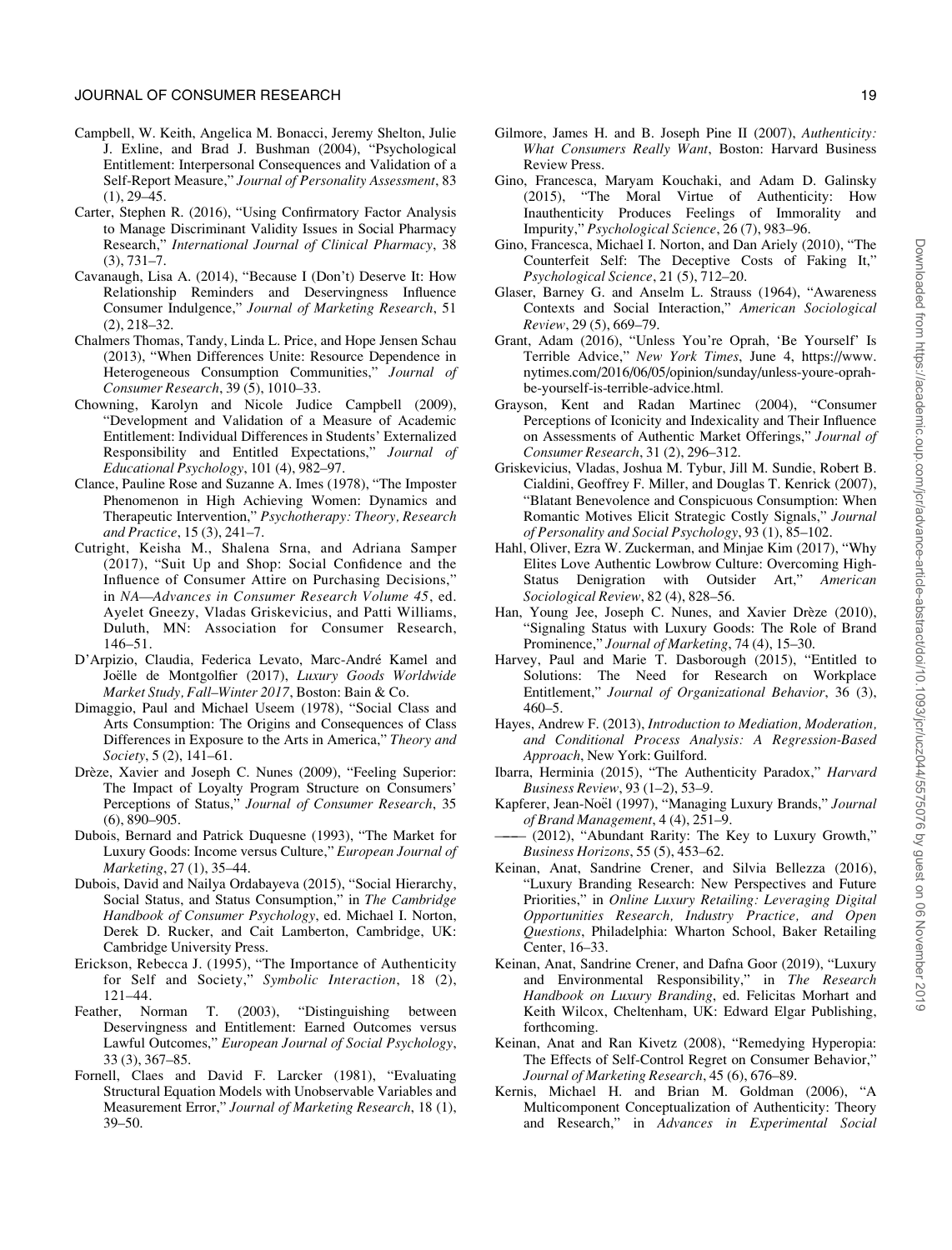Campbell, W. Keith, Angelica M. Bonacci, Jeremy Shelton, Julie J. Exline, and Brad J. Bushman (2004), "Psychological Entitlement: Interpersonal Consequences and Validation of a Self-Report Measure," *Journal of Personality Assessment*, 83 (1), 29–45.

Carter, Stephen R. (2016), "Using Confirmatory Factor Analysis to Manage Discriminant Validity Issues in Social Pharmacy Research," *International Journal of Clinical Pharmacy*, 38 (3), 731–7.

Cavanaugh, Lisa A. (2014), "Because I (Don't) Deserve It: How Relationship Reminders and Deservingness Influence Consumer Indulgence," *Journal of Marketing Research*, 51 (2), 218–32.

Chalmers Thomas, Tandy, Linda L. Price, and Hope Jensen Schau (2013), "When Differences Unite: Resource Dependence in Heterogeneous Consumption Communities," *Journal of Consumer Research*, 39 (5), 1010–33.

Chowning, Karolyn and Nicole Judice Campbell (2009), "Development and Validation of a Measure of Academic Entitlement: Individual Differences in Students' Externalized Responsibility and Entitled Expectations," *Journal of Educational Psychology*, 101 (4), 982–97.

Clance, Pauline Rose and Suzanne A. Imes (1978), "The Imposter Phenomenon in High Achieving Women: Dynamics and Therapeutic Intervention," *Psychotherapy: Theory, Research and Practice*, 15 (3), 241–7.

Cutright, Keisha M., Shalena Srna, and Adriana Samper (2017), "Suit Up and Shop: Social Confidence and the Influence of Consumer Attire on Purchasing Decisions," in *NA—Advances in Consumer Research Volume 45*, ed. Ayelet Gneezy, Vladas Griskevicius, and Patti Williams, Duluth, MN: Association for Consumer Research, 146–51.

D'Arpizio, Claudia, Federica Levato, Marc-André Kamel and Joëlle de Montgolfier (2017), *Luxury Goods Worldwide Market Study, Fall–Winter 2017*, Boston: Bain & Co.

Dimaggio, Paul and Michael Useem (1978), "Social Class and Arts Consumption: The Origins and Consequences of Class Differences in Exposure to the Arts in America," *Theory and Society*, 5 (2), 141–61.

Drèze, Xavier and Joseph C. Nunes (2009), "Feeling Superior: The Impact of Loyalty Program Structure on Consumers' Perceptions of Status," *Journal of Consumer Research*, 35 (6), 890–905.

Dubois, Bernard and Patrick Duquesne (1993), "The Market for Luxury Goods: Income versus Culture," *European Journal of Marketing*, 27 (1), 35–44.

Dubois, David and Nailya Ordabayeva (2015), "Social Hierarchy, Social Status, and Status Consumption," in *The Cambridge Handbook of Consumer Psychology*, ed. Michael I. Norton, Derek D. Rucker, and Cait Lamberton, Cambridge, UK: Cambridge University Press.

Erickson, Rebecca J. (1995), "The Importance of Authenticity for Self and Society," *Symbolic Interaction*, 18 (2), 121–44.

Feather, Norman T. (2003), "Distinguishing between Deservingness and Entitlement: Earned Outcomes versus Lawful Outcomes," *European Journal of Social Psychology*, 33 (3), 367–85.

Fornell, Claes and David F. Larcker (1981), "Evaluating Structural Equation Models with Unobservable Variables and Measurement Error," *Journal of Marketing Research*, 18 (1), 39–50.

Gilmore, James H. and B. Joseph Pine II (2007), *Authenticity: What Consumers Really Want*, Boston: Harvard Business Review Press.

Gino, Francesca, Maryam Kouchaki, and Adam D. Galinsky (2015), "The Moral Virtue of Authenticity: How Inauthenticity Produces Feelings of Immorality and Impurity," *Psychological Science*, 26 (7), 983–96.

Gino, Francesca, Michael I. Norton, and Dan Ariely (2010), "The Counterfeit Self: The Deceptive Costs of Faking It," *Psychological Science*, 21 (5), 712–20.

Glaser, Barney G. and Anselm L. Strauss (1964), "Awareness Contexts and Social Interaction," *American Sociological Review*, 29 (5), 669–79.

Grant, Adam (2016), "Unless You're Oprah, 'Be Yourself' Is Terrible Advice," *New York Times*, June 4, https://www.nytimes.com/2016/06/05/opinion/sunday/unless-youre-oprah-be-yourself-is-terrible-advice.html.

Grayson, Kent and Radan Martinec (2004), "Consumer Perceptions of Iconicity and Indexicality and Their Influence on Assessments of Authentic Market Offerings," *Journal of Consumer Research*, 31 (2), 296–312.

Griskevicius, Vladas, Joshua M. Tybur, Jill M. Sundie, Robert B. Cialdini, Geoffrey F. Miller, and Douglas T. Kenrick (2007), "Blatant Benevolence and Conspicuous Consumption: When Romantic Motives Elicit Strategic Costly Signals," *Journal of Personality and Social Psychology*, 93 (1), 85–102.

Hahl, Oliver, Ezra W. Zuckerman, and Minjae Kim (2017), "Why Elites Love Authentic Lowbrow Culture: Overcoming High-Status Denigration with Outsider Art," *American Sociological Review*, 82 (4), 828–56.

Han, Young Jee, Joseph C. Nunes, and Xavier Drèze (2010), "Signaling Status with Luxury Goods: The Role of Brand Prominence," *Journal of Marketing*, 74 (4), 15–30.

Harvey, Paul and Marie T. Dasborough (2015), "Entitled to Solutions: The Need for Research on Workplace Entitlement," *Journal of Organizational Behavior*, 36 (3), 460–5.

Hayes, Andrew F. (2013), *Introduction to Mediation, Moderation, and Conditional Process Analysis: A Regression-Based Approach*, New York: Guilford.

Ibarra, Herminia (2015), "The Authenticity Paradox," *Harvard Business Review*, 93 (1–2), 53–9.

Kapferer, Jean-Noël (1997), "Managing Luxury Brands," *Journal of Brand Management*, 4 (4), 251–9.

——— (2012), "Abundant Rarity: The Key to Luxury Growth," *Business Horizons*, 55 (5), 453–62.

Keinan, Anat, Sandrine Crener, and Silvia Bellezza (2016), "Luxury Branding Research: New Perspectives and Future Priorities," in *Online Luxury Retailing: Leveraging Digital Opportunities Research, Industry Practice, and Open Questions*, Philadelphia: Wharton School, Baker Retailing Center, 16–33.

Keinan, Anat, Sandrine Crener, and Dafna Goor (2019), "Luxury and Environmental Responsibility," in *The Research Handbook on Luxury Branding*, ed. Felicitas Morhart and Keith Wilcox, Cheltenham, UK: Edward Elgar Publishing, forthcoming.

Keinan, Anat and Ran Kivetz (2008), "Remedying Hyperopia: The Effects of Self-Control Regret on Consumer Behavior," *Journal of Marketing Research*, 45 (6), 676–89.

Kernis, Michael H. and Brian M. Goldman (2006), "A Multicomponent Conceptualization of Authenticity: Theory and Research," in *Advances in Experimental Social*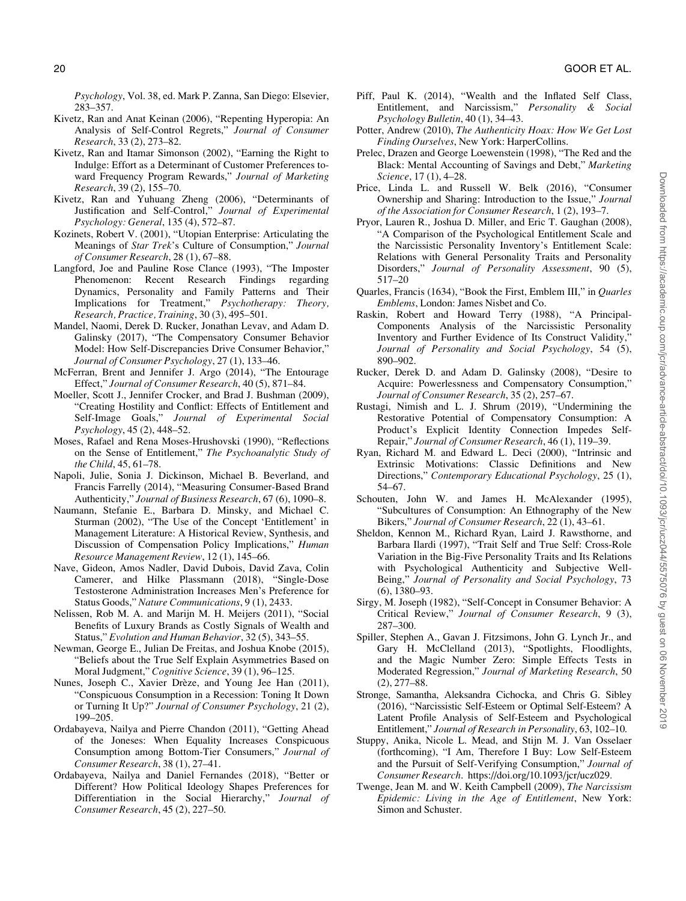Psychology, Vol. 38, ed. Mark P. Zanna, San Diego: Elsevier, 283–357.

Kivetz, Ran and Anat Keinan (2006), "Repenting Hyperopia: An Analysis of Self-Control Regrets," *Journal of Consumer Research*, 33 (2), 273–82.

Kivetz, Ran and Itamar Simonson (2002), "Earning the Right to Indulge: Effort as a Determinant of Customer Preferences toward Frequency Program Rewards," *Journal of Marketing Research*, 39 (2), 155–70.

Kivetz, Ran and Yuhuang Zheng (2006), "Determinants of Justification and Self-Control," *Journal of Experimental Psychology: General*, 135 (4), 572–87.

Kozinets, Robert V. (2001), "Utopian Enterprise: Articulating the Meanings of *Star Trek*'s Culture of Consumption," *Journal of Consumer Research*, 28 (1), 67–88.

Langford, Joe and Pauline Rose Clance (1993), "The Imposter Phenomenon: Recent Research Findings regarding Dynamics, Personality and Family Patterns and Their Implications for Treatment," *Psychotherapy: Theory, Research, Practice, Training*, 30 (3), 495–501.

Mandel, Naomi, Derek D. Rucker, Jonathan Levav, and Adam D. Galinsky (2017), "The Compensatory Consumer Behavior Model: How Self-Discrepancies Drive Consumer Behavior," *Journal of Consumer Psychology*, 27 (1), 133–46.

McFerran, Brent and Jennifer J. Argo (2014), "The Entourage Effect," *Journal of Consumer Research*, 40 (5), 871–84.

Moeller, Scott J., Jennifer Crocker, and Brad J. Bushman (2009), "Creating Hostility and Conflict: Effects of Entitlement and Self-Image Goals," *Journal of Experimental Social Psychology*, 45 (2), 448–52.

Moses, Rafael and Rena Moses-Hrushovski (1990), "Reflections on the Sense of Entitlement," *The Psychoanalytic Study of the Child*, 45, 61–78.

Napoli, Julie, Sonia J. Dickinson, Michael B. Beverland, and Francis Farrelly (2014), "Measuring Consumer-Based Brand Authenticity," *Journal of Business Research*, 67 (6), 1090–8.

Naumann, Stefanie E., Barbara D. Minsky, and Michael C. Sturman (2002), "The Use of the Concept 'Entitlement' in Management Literature: A Historical Review, Synthesis, and Discussion of Compensation Policy Implications," *Human Resource Management Review*, 12 (1), 145–66.

Nave, Gideon, Amos Nadler, David Dubois, David Zava, Colin Camerer, and Hilke Plassmann (2018), "Single-Dose Testosterone Administration Increases Men's Preference for Status Goods," *Nature Communications*, 9 (1), 2433.

Nelissen, Rob M. A. and Marijn M. H. Meijers (2011), "Social Benefits of Luxury Brands as Costly Signals of Wealth and Status," *Evolution and Human Behavior*, 32 (5), 343–55.

Newman, George E., Julian De Freitas, and Joshua Knobe (2015), "Beliefs about the True Self Explain Asymmetries Based on Moral Judgment," *Cognitive Science*, 39 (1), 96–125.

Nunes, Joseph C., Xavier Drèze, and Young Jee Han (2011), "Conspicuous Consumption in a Recession: Toning It Down or Turning It Up?" *Journal of Consumer Psychology*, 21 (2), 199–205.

Ordabayeva, Nailya and Pierre Chandon (2011), "Getting Ahead of the Joneses: When Equality Increases Conspicuous Consumption among Bottom-Tier Consumers," *Journal of Consumer Research*, 38 (1), 27–41.

Ordabayeva, Nailya and Daniel Fernandes (2018), "Better or Different? How Political Ideology Shapes Preferences for Differentiation in the Social Hierarchy," *Journal of Consumer Research*, 45 (2), 227–50.

Piff, Paul K. (2014), "Wealth and the Inflated Self Class, Entitlement, and Narcissism," *Personality & Social Psychology Bulletin*, 40 (1), 34–43.

Potter, Andrew (2010), *The Authenticity Hoax: How We Get Lost Finding Ourselves*, New York: HarperCollins.

Prelec, Drazen and George Loewenstein (1998), "The Red and the Black: Mental Accounting of Savings and Debt," *Marketing Science*, 17 (1), 4–28.

Price, Linda L. and Russell W. Belk (2016), "Consumer Ownership and Sharing: Introduction to the Issue," *Journal of the Association for Consumer Research*, 1 (2), 193–7.

Pryor, Lauren R., Joshua D. Miller, and Eric T. Gaughan (2008), "A Comparison of the Psychological Entitlement Scale and the Narcissistic Personality Inventory's Entitlement Scale: Relations with General Personality Traits and Personality Disorders," *Journal of Personality Assessment*, 90 (5), 517–20

Quarles, Francis (1634), "Book the First, Emblem III," in *Quarles Emblems*, London: James Nisbet and Co.

Raskin, Robert and Howard Terry (1988), "A Principal-Components Analysis of the Narcissistic Personality Inventory and Further Evidence of Its Construct Validity," *Journal of Personality and Social Psychology*, 54 (5), 890–902.

Rucker, Derek D. and Adam D. Galinsky (2008), "Desire to Acquire: Powerlessness and Compensatory Consumption," *Journal of Consumer Research*, 35 (2), 257–67.

Rustagi, Nimish and L. J. Shrum (2019), "Undermining the Restorative Potential of Compensatory Consumption: A Product's Explicit Identity Connection Impedes Self-Repair," *Journal of Consumer Research*, 46 (1), 119–39.

Ryan, Richard M. and Edward L. Deci (2000), "Intrinsic and Extrinsic Motivations: Classic Definitions and New Directions," *Contemporary Educational Psychology*, 25 (1), 54–67.

Schouten, John W. and James H. McAlexander (1995), "Subcultures of Consumption: An Ethnography of the New Bikers," *Journal of Consumer Research*, 22 (1), 43–61.

Sheldon, Kennon M., Richard Ryan, Laird J. Rawsthorne, and Barbara Ilardi (1997), "Trait Self and True Self: Cross-Role Variation in the Big-Five Personality Traits and Its Relations with Psychological Authenticity and Subjective Well-Being," *Journal of Personality and Social Psychology*, 73 (6), 1380–93.

Sirgy, M. Joseph (1982), "Self-Concept in Consumer Behavior: A Critical Review," *Journal of Consumer Research*, 9 (3), 287–300.

Spiller, Stephen A., Gavan J. Fitzsimons, John G. Lynch Jr., and Gary H. McClelland (2013), "Spotlights, Floodlights, and the Magic Number Zero: Simple Effects Tests in Moderated Regression," *Journal of Marketing Research*, 50 (2), 277–88.

Stronge, Samantha, Aleksandra Cichocka, and Chris G. Sibley (2016), "Narcissistic Self-Esteem or Optimal Self-Esteem? A Latent Profile Analysis of Self-Esteem and Psychological Entitlement," *Journal of Research in Personality*, 63, 102–10.

Stuppy, Anika, Nicole L. Mead, and Stijn M. J. Van Osselaer (forthcoming), "I Am, Therefore I Buy: Low Self-Esteem and the Pursuit of Self-Verifying Consumption," *Journal of Consumer Research*. https://doi.org/10.1093/jcr/ucz029.

Twenge, Jean M. and W. Keith Campbell (2009), *The Narcissism Epidemic: Living in the Age of Entitlement*, New York: Simon and Schuster.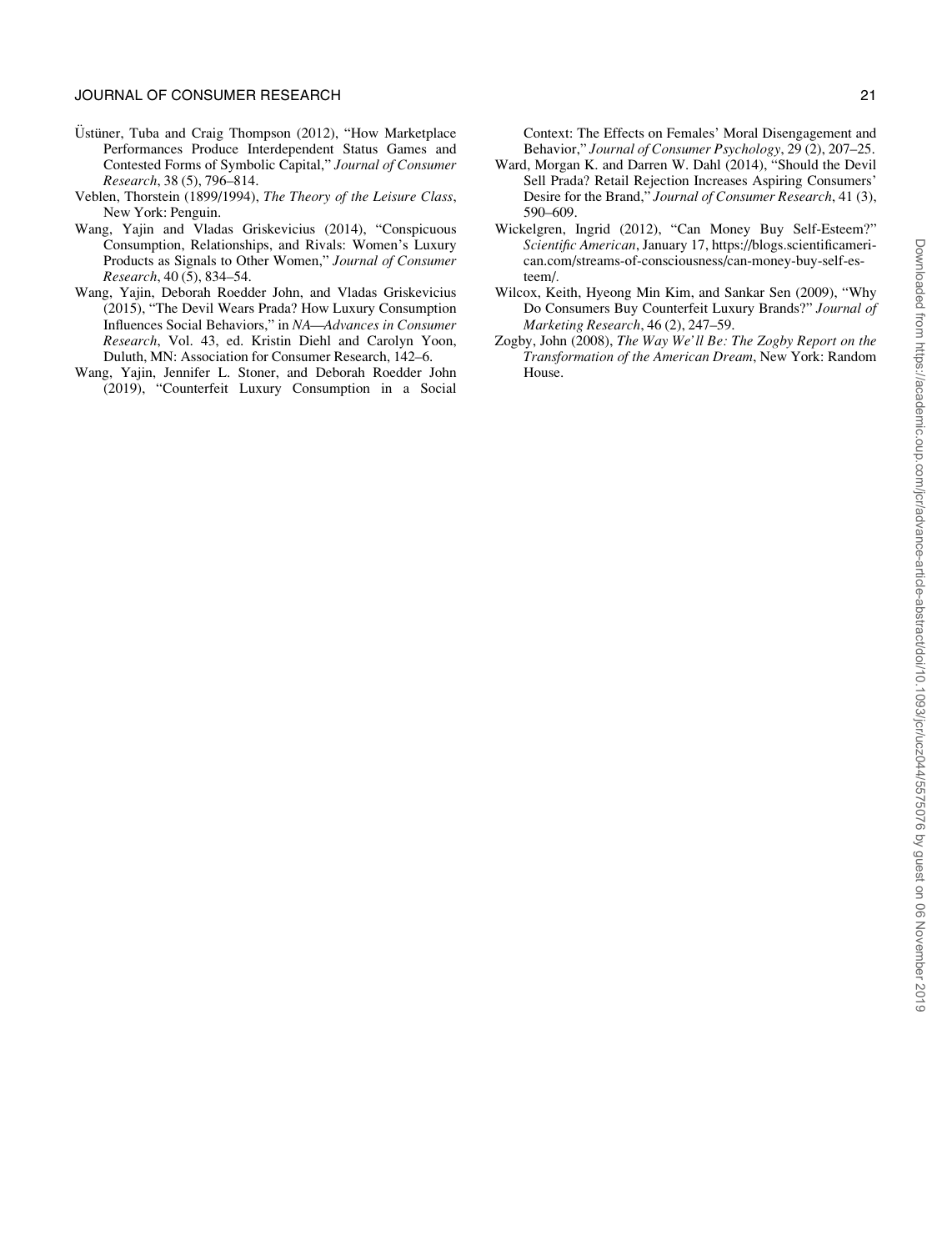Üstüner, Tuba and Craig Thompson (2012), "How Marketplace Performances Produce Interdependent Status Games and Contested Forms of Symbolic Capital," *Journal of Consumer Research*, 38 (5), 796–814.

Veblen, Thorstein (1899/1994), *The Theory of the Leisure Class*, New York: Penguin.

Wang, Yajin and Vladas Griskevicius (2014), "Conspicuous Consumption, Relationships, and Rivals: Women's Luxury Products as Signals to Other Women," *Journal of Consumer Research*, 40 (5), 834–54.

Wang, Yajin, Deborah Roedder John, and Vladas Griskevicius (2015), "The Devil Wears Prada? How Luxury Consumption Influences Social Behaviors," in *NA—Advances in Consumer Research*, Vol. 43, ed. Kristin Diehl and Carolyn Yoon, Duluth, MN: Association for Consumer Research, 142–6.

Wang, Yajin, Jennifer L. Stoner, and Deborah Roedder John (2019), "Counterfeit Luxury Consumption in a Social Context: The Effects on Females' Moral Disengagement and Behavior," *Journal of Consumer Psychology*, 29 (2), 207–25.

Ward, Morgan K. and Darren W. Dahl (2014), "Should the Devil Sell Prada? Retail Rejection Increases Aspiring Consumers' Desire for the Brand," *Journal of Consumer Research*, 41 (3), 590–609.

Wickelgren, Ingrid (2012), "Can Money Buy Self-Esteem?" *Scientific American*, January 17, https://blogs.scientificamerican.com/streams-of-consciousness/can-money-buy-self-esteem/.

Wilcox, Keith, Hyeong Min Kim, and Sankar Sen (2009), "Why Do Consumers Buy Counterfeit Luxury Brands?" *Journal of Marketing Research*, 46 (2), 247–59.

Zogby, John (2008), *The Way We'll Be: The Zogby Report on the Transformation of the American Dream*, New York: Random House.